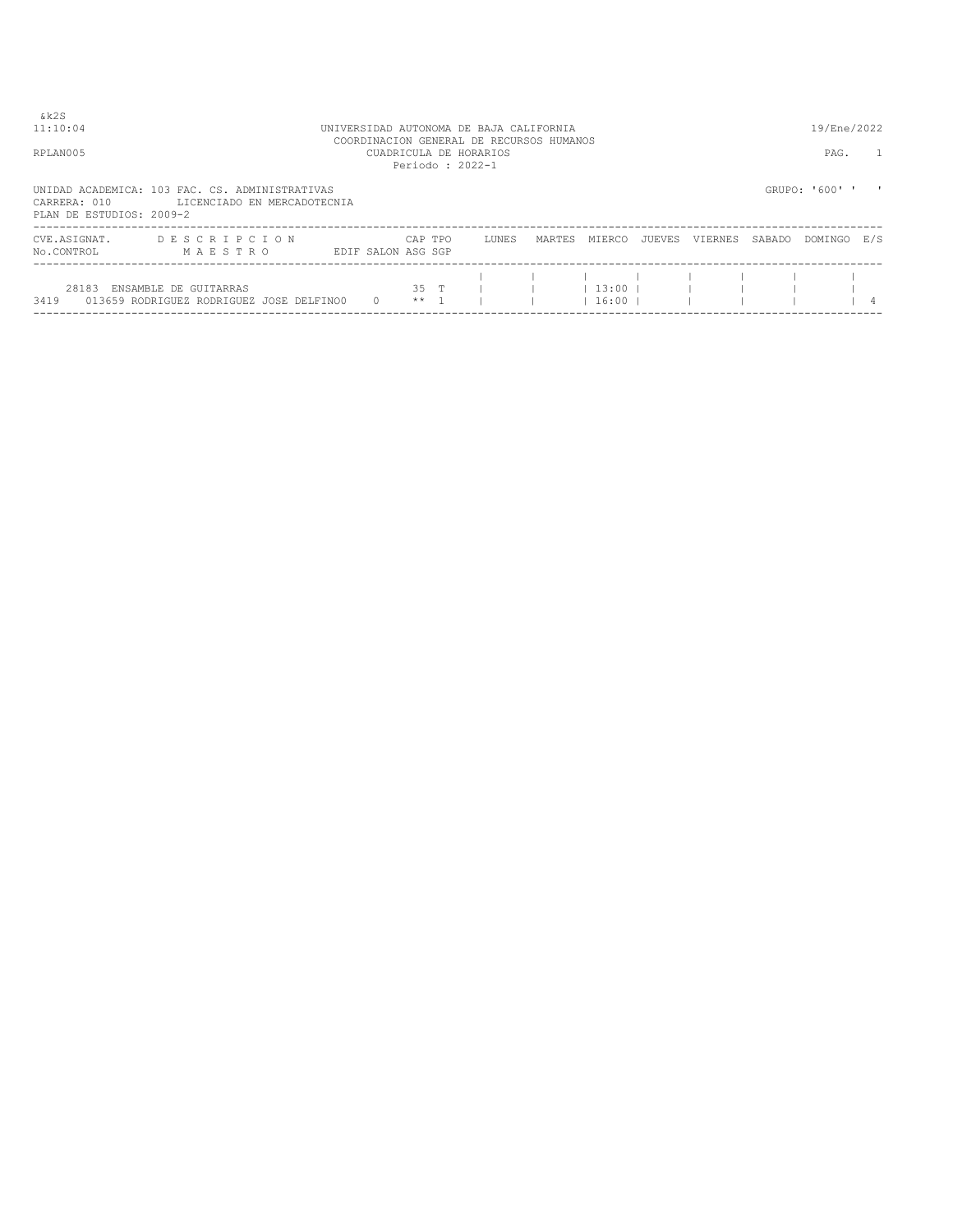&k2S
11:10:04

UNIVERSIDAD AUTONOMA DE BAJA CALIFORNIA
COORDINACION GENERAL DE RECURSOS HUMANOS
CUADRICULA DE HORARIOS
Periodo : 2022-1

19/Ene/2022

RPLAN005

PAG. 1

UNIDAD ACADEMICA: 103 FAC. CS. ADMINISTRATIVAS
CARRERA: 010 LICENCIADO EN MERCADOTECNIA
PLAN DE ESTUDIOS: 2009-2

GRUPO: '600' ' '

| CVE.ASIGNAT. No.CONTROL | D E S C R I P C I O N M A E S T R O | EDIF | SALON | CAP ASG | TPO SGP | LUNES | MARTES | MIERCO | JUEVES | VIERNES | SABADO | DOMINGO | E/S |
|---|---|---|---|---|---|---|---|---|---|---|---|---|---|
| 28183 3419 | ENSAMBLE DE GUITARRAS 013659 RODRIGUEZ RODRIGUEZ JOSE DELFINO | 0 | 0 | 35 ** | T 1 | | | 13:00 16:00 | | | | | 4 |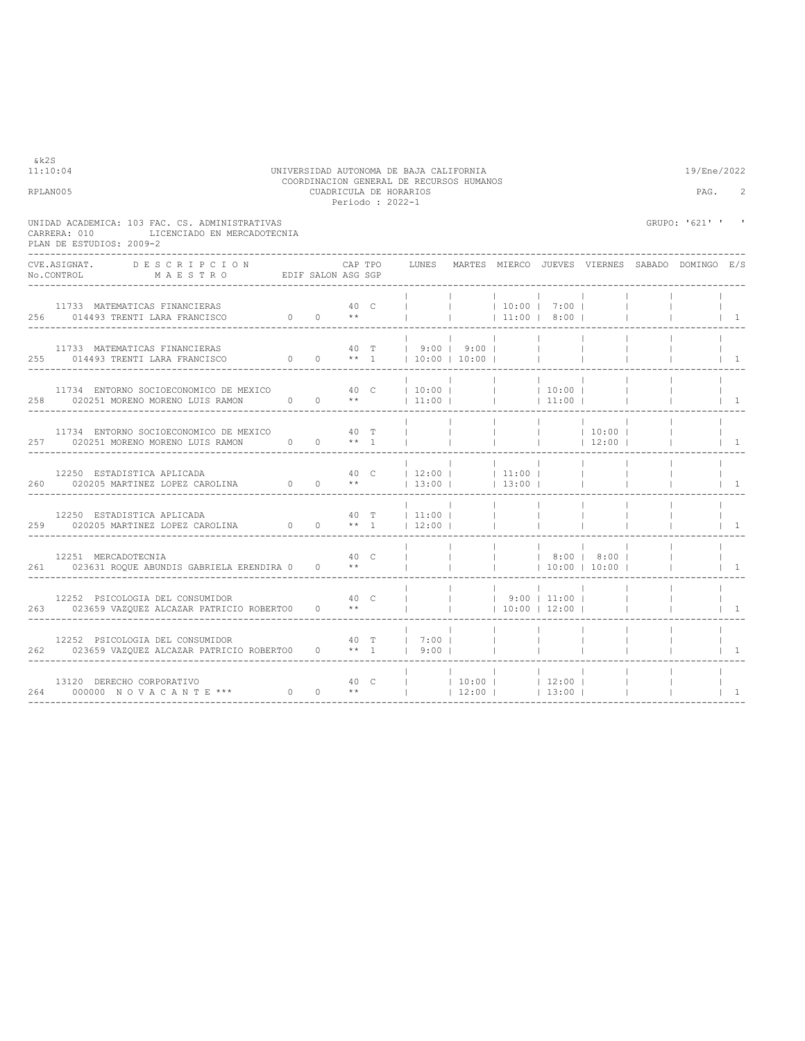&k2S
11:10:04 UNIVERSIDAD AUTONOMA DE BAJA CALIFORNIA 19/Ene/2022
COORDINACION GENERAL DE RECURSOS HUMANOS
RPLAN005 CUADRICULA DE HORARIOS PAG. 2
Periodo : 2022-1

UNIDAD ACADEMICA: 103 FAC. CS. ADMINISTRATIVAS GRUPO: '621' ' '
CARRERA: 010 LICENCIADO EN MERCADOTECNIA
PLAN DE ESTUDIOS: 2009-2

| CVE.ASIGNAT. / No.CONTROL | DESCRIPCION / MAESTRO | EDIF | SALON | CAP ASG | TPO SGP | LUNES | MARTES | MIERCO | JUEVES | VIERNES | SABADO | DOMINGO | E/S |
|---|---|---|---|---|---|---|---|---|---|---|---|---|---|
| 11733 | MATEMATICAS FINANCIERAS | | | 40 | C | | | 10:00 | 7:00 | | | | |
| 256 | 014493 TRENTI LARA FRANCISCO | 0 | 0 | ** | | | | 11:00 | 8:00 | | | | 1 |
| 11733 | MATEMATICAS FINANCIERAS | | | 40 | T | 9:00 | 9:00 | | | | | | |
| 255 | 014493 TRENTI LARA FRANCISCO | 0 | 0 | ** | 1 | 10:00 | 10:00 | | | | | | 1 |
| 11734 | ENTORNO SOCIOECONOMICO DE MEXICO | | | 40 | C | 10:00 | | | 10:00 | | | | |
| 258 | 020251 MORENO MORENO LUIS RAMON | 0 | 0 | ** | | 11:00 | | | 11:00 | | | | 1 |
| 11734 | ENTORNO SOCIOECONOMICO DE MEXICO | | | 40 | T | | | | | 10:00 | | | |
| 257 | 020251 MORENO MORENO LUIS RAMON | 0 | 0 | ** | 1 | | | | | 12:00 | | | 1 |
| 12250 | ESTADISTICA APLICADA | | | 40 | C | 12:00 | | 11:00 | | | | | |
| 260 | 020205 MARTINEZ LOPEZ CAROLINA | 0 | 0 | ** | | 13:00 | | 13:00 | | | | | 1 |
| 12250 | ESTADISTICA APLICADA | | | 40 | T | 11:00 | | | | | | | |
| 259 | 020205 MARTINEZ LOPEZ CAROLINA | 0 | 0 | ** | 1 | 12:00 | | | | | | | 1 |
| 12251 | MERCADOTECNIA | | | 40 | C | | | | 8:00 | 8:00 | | | |
| 261 | 023631 ROQUE ABUNDIS GABRIELA ERENDIRA | 0 | 0 | ** | | | | | 10:00 | 10:00 | | | 1 |
| 12252 | PSICOLOGIA DEL CONSUMIDOR | | | 40 | C | | | 9:00 | 11:00 | | | | |
| 263 | 023659 VAZQUEZ ALCAZAR PATRICIO ROBERTO | 0 | 0 | ** | | | | 10:00 | 12:00 | | | | 1 |
| 12252 | PSICOLOGIA DEL CONSUMIDOR | | | 40 | T | 7:00 | | | | | | | |
| 262 | 023659 VAZQUEZ ALCAZAR PATRICIO ROBERTO | 0 | 0 | ** | 1 | 9:00 | | | | | | | 1 |
| 13120 | DERECHO CORPORATIVO | | | 40 | C | | 10:00 | | 12:00 | | | | |
| 264 | 000000 N O V A C A N T E *** | 0 | 0 | ** | | | 12:00 | | 13:00 | | | | 1 |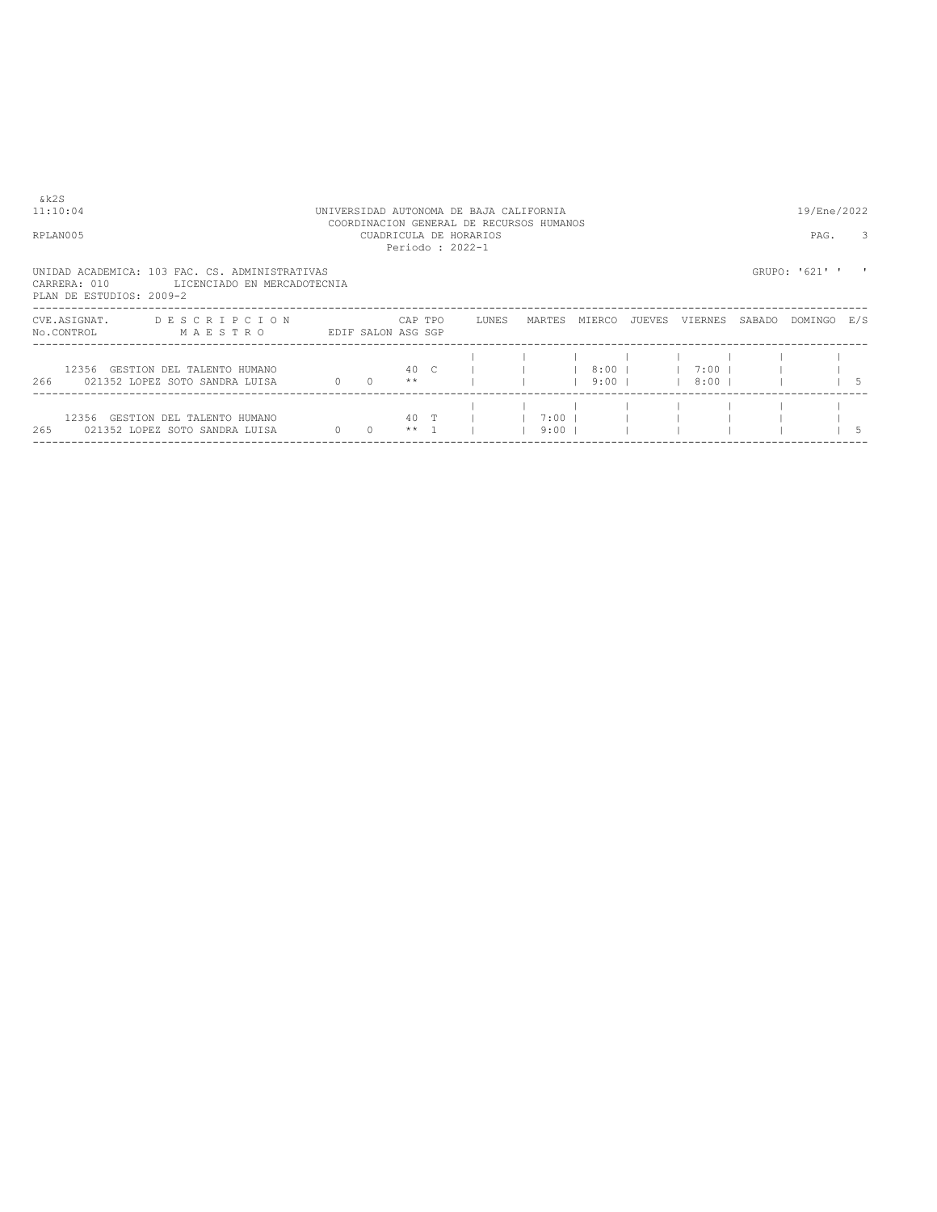UNIVERSIDAD AUTONOMA DE BAJA CALIFORNIA
COORDINACION GENERAL DE RECURSOS HUMANOS
CUADRICULA DE HORARIOS
Periodo : 2022-1

&k2S
11:10:04
RPLAN005

19/Ene/2022

UNIDAD ACADEMICA: 103 FAC. CS. ADMINISTRATIVAS
CARRERA: 010 LICENCIADO EN MERCADOTECNIA
PLAN DE ESTUDIOS: 2009-2

GRUPO: '621' ' '

| CVE.ASIGNAT. No.CONTROL | D E S C R I P C I O N M A E S T R O | EDIF | SALON | CAP ASG | TPO SGP | LUNES | MARTES | MIERCO | JUEVES | VIERNES | SABADO | DOMINGO | E/S |
|---|---|---|---|---|---|---|---|---|---|---|---|---|---|
| 12356<br>266 | GESTION DEL TALENTO HUMANO<br>021352 LOPEZ SOTO SANDRA LUISA | 0 | 0 | 40<br>** | C | | | 8:00<br>9:00 | | 7:00<br>8:00 | | | 5 |
| 12356<br>265 | GESTION DEL TALENTO HUMANO<br>021352 LOPEZ SOTO SANDRA LUISA | 0 | 0 | 40<br>** | T<br>1 | | 7:00<br>9:00 | | | | | | 5 |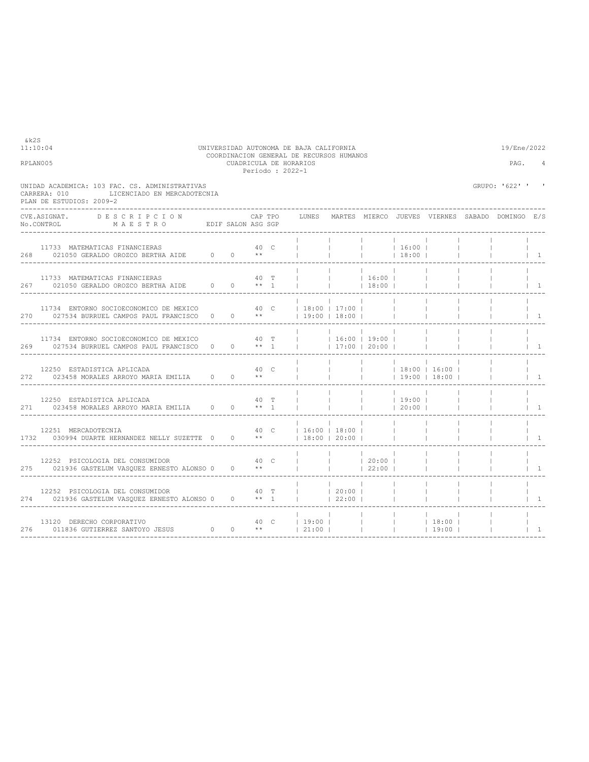&k2S

UNIVERSIDAD AUTONOMA DE BAJA CALIFORNIA
COORDINACION GENERAL DE RECURSOS HUMANOS
CUADRICULA DE HORARIOS
Periodo : 2022-1

11:10:04 — RPLAN005 — 19/Ene/2022 — PAG. 4

UNIDAD ACADEMICA: 103 FAC. CS. ADMINISTRATIVAS
CARRERA: 010 LICENCIADO EN MERCADOTECNIA
PLAN DE ESTUDIOS: 2009-2

GRUPO: '622' ' '

| No.CONTROL | CVE.ASIGNAT. | DESCRIPCION / MAESTRO | EDIF | SALON | CAP | TPO | ASG | SGP | LUNES | MARTES | MIERCO | JUEVES | VIERNES | SABADO | DOMINGO | E/S |
|---|---|---|---|---|---|---|---|---|---|---|---|---|---|---|---|---|
| 268 | 11733 | MATEMATICAS FINANCIERAS / 021050 GERALDO OROZCO BERTHA AIDE | 0 | 0 | 40 | C | ** | | | | | 16:00 18:00 | | | | 1 |
| 267 | 11733 | MATEMATICAS FINANCIERAS / 021050 GERALDO OROZCO BERTHA AIDE | 0 | 0 | 40 | T | ** | 1 | | | 16:00 18:00 | | | | | 1 |
| 270 | 11734 | ENTORNO SOCIOECONOMICO DE MEXICO / 027534 BURRUEL CAMPOS PAUL FRANCISCO | 0 | 0 | 40 | C | ** | | 18:00 19:00 | 17:00 18:00 | | | | | | 1 |
| 269 | 11734 | ENTORNO SOCIOECONOMICO DE MEXICO / 027534 BURRUEL CAMPOS PAUL FRANCISCO | 0 | 0 | 40 | T | ** | 1 | | 16:00 17:00 | 19:00 20:00 | | | | | 1 |
| 272 | 12250 | ESTADISTICA APLICADA / 023458 MORALES ARROYO MARIA EMILIA | 0 | 0 | 40 | C | ** | | | | | 18:00 19:00 | 16:00 18:00 | | | 1 |
| 271 | 12250 | ESTADISTICA APLICADA / 023458 MORALES ARROYO MARIA EMILIA | 0 | 0 | 40 | T | ** | 1 | | | | 19:00 20:00 | | | | 1 |
| 1732 | 12251 | MERCADOTECNIA / 030994 DUARTE HERNANDEZ NELLY SUZETTE | 0 | 0 | 40 | C | ** | | 16:00 18:00 | 18:00 20:00 | | | | | | 1 |
| 275 | 12252 | PSICOLOGIA DEL CONSUMIDOR / 021936 GASTELUM VASQUEZ ERNESTO ALONSO | 0 | 0 | 40 | C | ** | | | | 20:00 22:00 | | | | | 1 |
| 274 | 12252 | PSICOLOGIA DEL CONSUMIDOR / 021936 GASTELUM VASQUEZ ERNESTO ALONSO | 0 | 0 | 40 | T | ** | 1 | | 20:00 22:00 | | | | | | 1 |
| 276 | 13120 | DERECHO CORPORATIVO / 011836 GUTIERREZ SANTOYO JESUS | 0 | 0 | 40 | C | ** | | 19:00 21:00 | | | | 18:00 19:00 | | | 1 |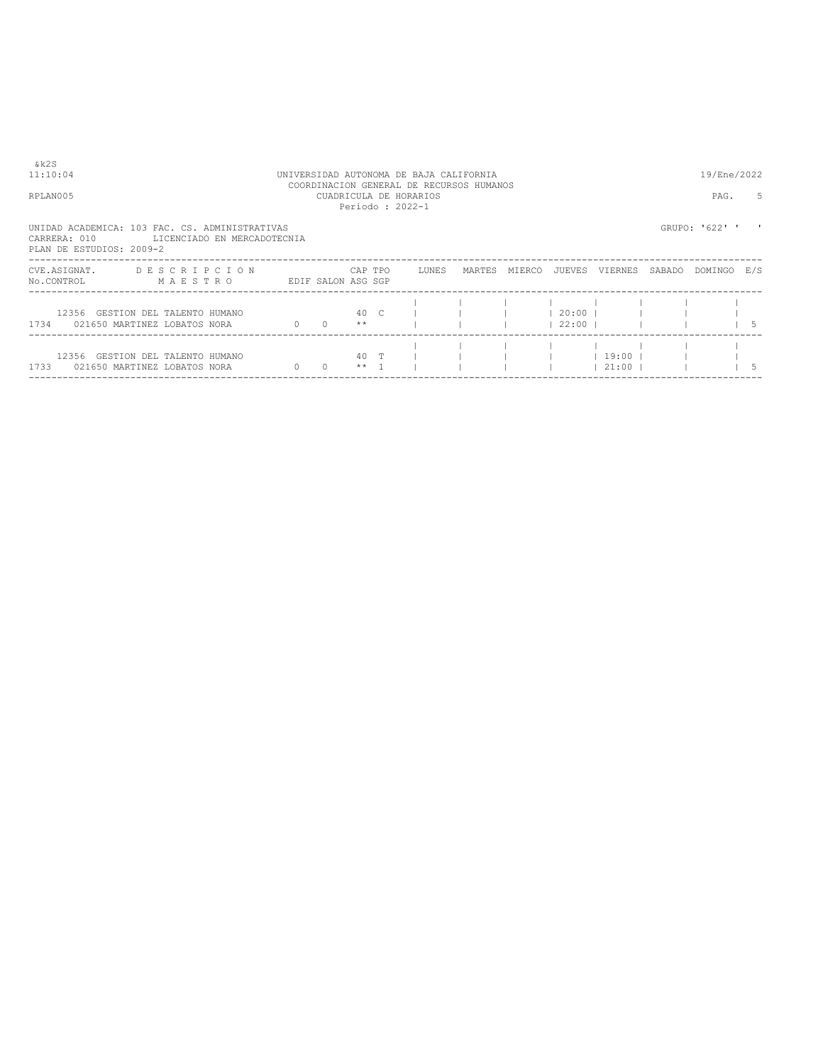&k2S
11:10:04 UNIVERSIDAD AUTONOMA DE BAJA CALIFORNIA 19/Ene/2022
COORDINACION GENERAL DE RECURSOS HUMANOS
RPLAN005 CUADRICULA DE HORARIOS
Periodo : 2022-1

UNIDAD ACADEMICA: 103 FAC. CS. ADMINISTRATIVAS GRUPO: '622' ' '
CARRERA: 010 LICENCIADO EN MERCADOTECNIA
PLAN DE ESTUDIOS: 2009-2

| CVE.ASIGNAT. No.CONTROL | D E S C R I P C I O N / M A E S T R O | EDIF | SALON | CAP ASG | TPO SGP | LUNES | MARTES | MIERCO | JUEVES | VIERNES | SABADO | DOMINGO | E/S |
|---|---|---|---|---|---|---|---|---|---|---|---|---|---|
| 12356 / 1734 | GESTION DEL TALENTO HUMANO / 021650 MARTINEZ LOBATOS NORA | 0 | 0 | 40 / ** | C | | | | 20:00 / 22:00 | | | | 5 |
| 12356 / 1733 | GESTION DEL TALENTO HUMANO / 021650 MARTINEZ LOBATOS NORA | 0 | 0 | 40 / ** | T / 1 | | | | | 19:00 / 21:00 | | | 5 |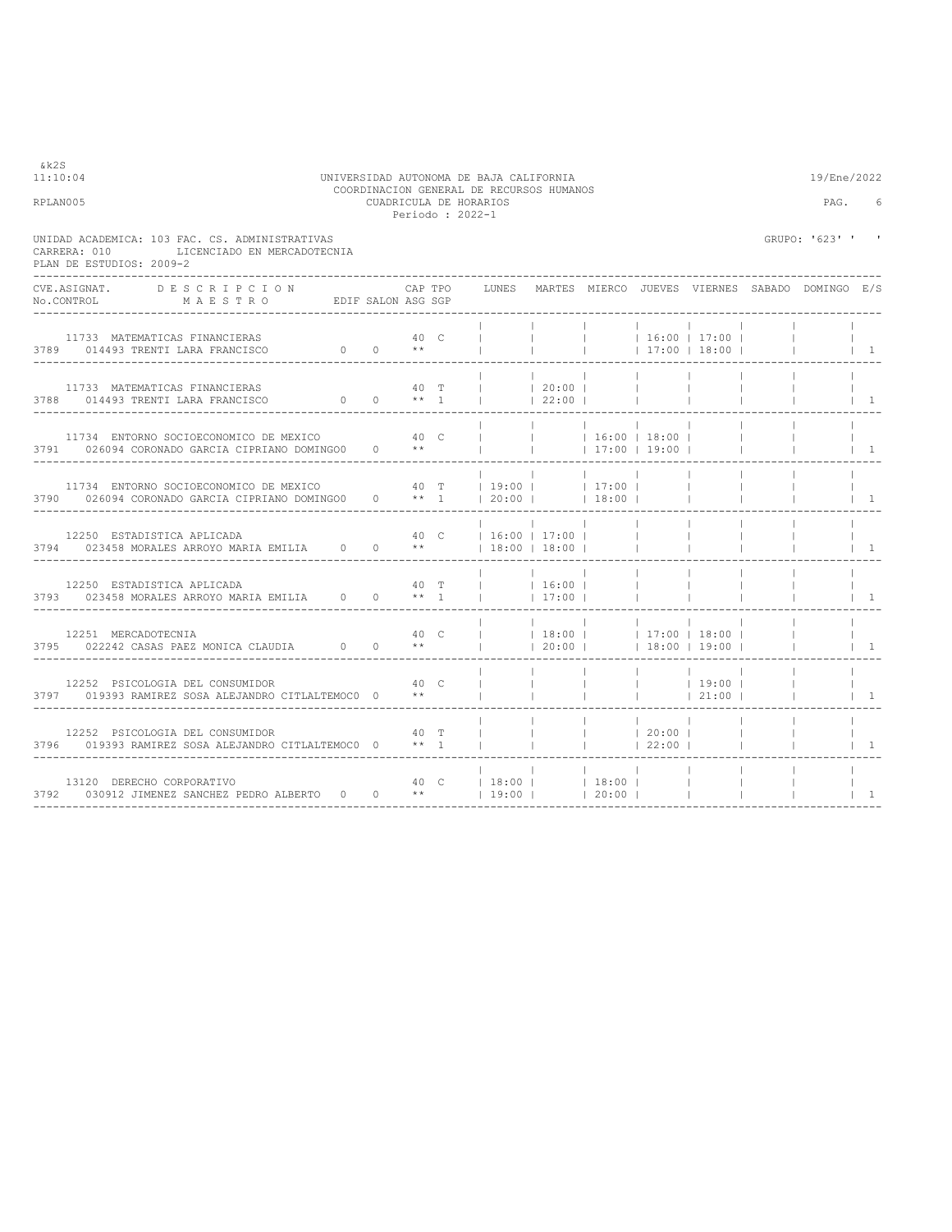&k2S
11:10:04

UNIVERSIDAD AUTONOMA DE BAJA CALIFORNIA
COORDINACION GENERAL DE RECURSOS HUMANOS
CUADRICULA DE HORARIOS
Periodo : 2022-1

19/Ene/2022

RPLAN005

UNIDAD ACADEMICA: 103 FAC. CS. ADMINISTRATIVAS
CARRERA: 010 LICENCIADO EN MERCADOTECNIA
PLAN DE ESTUDIOS: 2009-2

GRUPO: '623' ' '

| CVE.ASIGNAT. No.CONTROL | DESCRIPCION MAESTRO | EDIF | SALON | CAP ASG | TPO SGP | LUNES | MARTES | MIERCO | JUEVES | VIERNES | SABADO | DOMINGO | E/S |
|---|---|---|---|---|---|---|---|---|---|---|---|---|---|
| 11733 / 3789 | MATEMATICAS FINANCIERAS / 014493 TRENTI LARA FRANCISCO | 0 | 0 | 40 ** | C | | | | 16:00 17:00 | 17:00 18:00 | | | 1 |
| 11733 / 3788 | MATEMATICAS FINANCIERAS / 014493 TRENTI LARA FRANCISCO | 0 | 0 | 40 ** | T 1 | | 20:00 22:00 | | | | | | 1 |
| 11734 / 3791 | ENTORNO SOCIOECONOMICO DE MEXICO / 026094 CORONADO GARCIA CIPRIANO DOMINGO | 0 | 0 | 40 ** | C | | | 16:00 17:00 | 18:00 19:00 | | | | 1 |
| 11734 / 3790 | ENTORNO SOCIOECONOMICO DE MEXICO / 026094 CORONADO GARCIA CIPRIANO DOMINGO | 0 | 0 | 40 ** | T 1 | 19:00 20:00 | | 17:00 18:00 | | | | | 1 |
| 12250 / 3794 | ESTADISTICA APLICADA / 023458 MORALES ARROYO MARIA EMILIA | 0 | 0 | 40 ** | C | 16:00 18:00 | 17:00 18:00 | | | | | | 1 |
| 12250 / 3793 | ESTADISTICA APLICADA / 023458 MORALES ARROYO MARIA EMILIA | 0 | 0 | 40 ** | T 1 | | 16:00 17:00 | | | | | | 1 |
| 12251 / 3795 | MERCADOTECNIA / 022242 CASAS PAEZ MONICA CLAUDIA | 0 | 0 | 40 ** | C | | 18:00 20:00 | | 17:00 18:00 | 18:00 19:00 | | | 1 |
| 12252 / 3797 | PSICOLOGIA DEL CONSUMIDOR / 019393 RAMIREZ SOSA ALEJANDRO CITLALTEMOC | 0 | 0 | 40 ** | C | | | | | 19:00 21:00 | | | 1 |
| 12252 / 3796 | PSICOLOGIA DEL CONSUMIDOR / 019393 RAMIREZ SOSA ALEJANDRO CITLALTEMOC | 0 | 0 | 40 ** | T 1 | | | | 20:00 22:00 | | | | 1 |
| 13120 / 3792 | DERECHO CORPORATIVO / 030912 JIMENEZ SANCHEZ PEDRO ALBERTO | 0 | 0 | 40 ** | C | 18:00 19:00 | | 18:00 20:00 | | | | | 1 |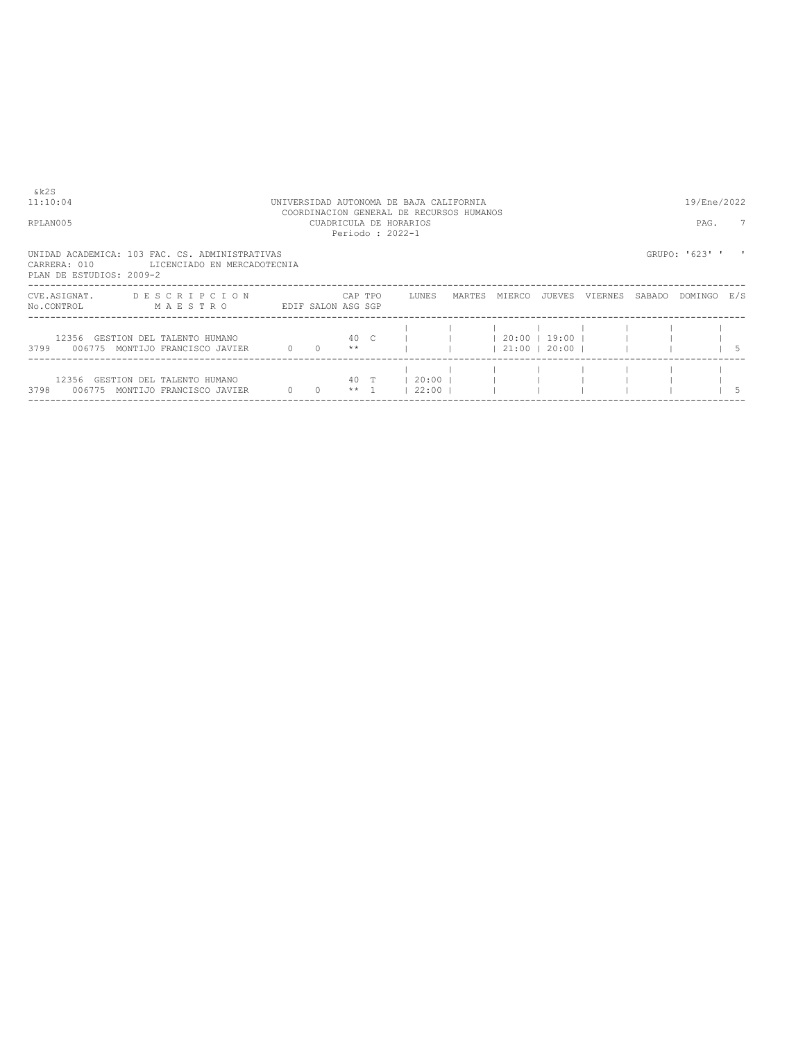&k2S
11:10:04 UNIVERSIDAD AUTONOMA DE BAJA CALIFORNIA 19/Ene/2022
COORDINACION GENERAL DE RECURSOS HUMANOS
RPLAN005 CUADRICULA DE HORARIOS
Periodo : 2022-1

UNIDAD ACADEMICA: 103 FAC. CS. ADMINISTRATIVAS GRUPO: '623' ' '
CARRERA: 010 LICENCIADO EN MERCADOTECNIA
PLAN DE ESTUDIOS: 2009-2

| CVE.ASIGNAT. / No.CONTROL | DESCRIPCION / MAESTRO | EDIF | SALON | CAP / ASG | TPO / SGP | LUNES | MARTES | MIERCO | JUEVES | VIERNES | SABADO | DOMINGO | E/S |
|---|---|---|---|---|---|---|---|---|---|---|---|---|---|
| 12356 / 3799 | GESTION DEL TALENTO HUMANO / 006775 MONTIJO FRANCISCO JAVIER | 0 | 0 | 40 / ** | C | | | 20:00 / 21:00 | 19:00 / 20:00 | | | | 5 |
| 12356 / 3798 | GESTION DEL TALENTO HUMANO / 006775 MONTIJO FRANCISCO JAVIER | 0 | 0 | 40 / ** | T / 1 | 20:00 / 22:00 | | | | | | | 5 |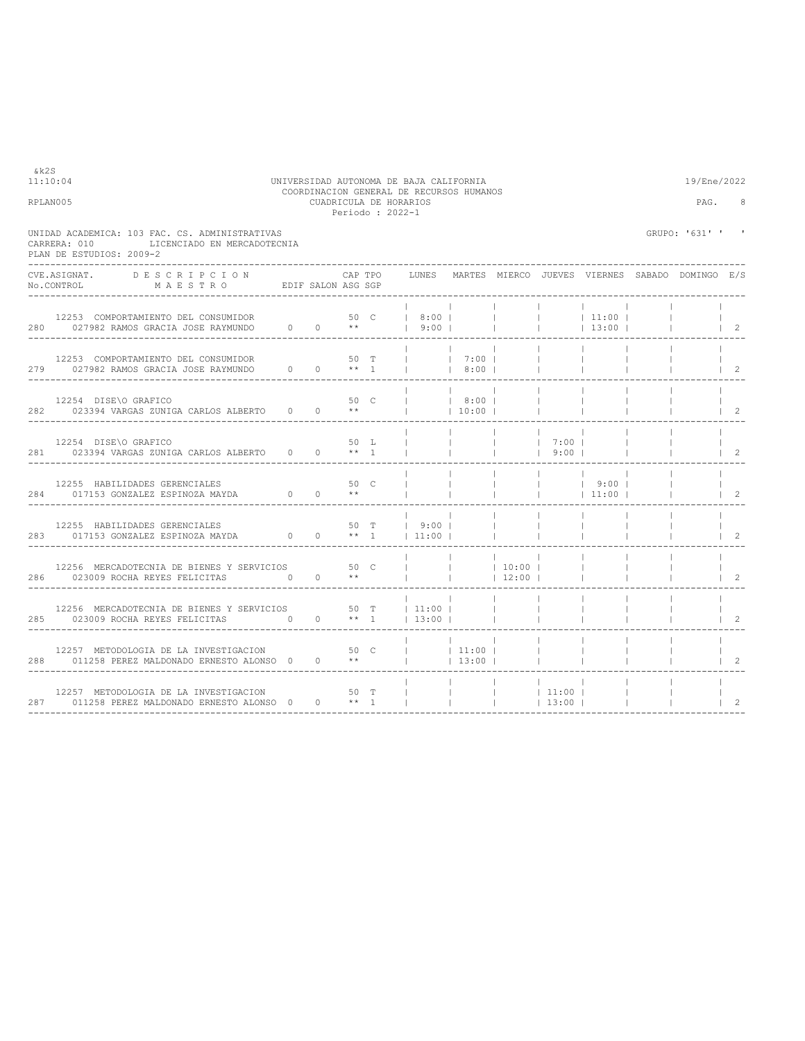&k2S
11:10:04

UNIVERSIDAD AUTONOMA DE BAJA CALIFORNIA
COORDINACION GENERAL DE RECURSOS HUMANOS
CUADRICULA DE HORARIOS
Periodo : 2022-1

19/Ene/2022

RPLAN005

PAG. 8

UNIDAD ACADEMICA: 103 FAC. CS. ADMINISTRATIVAS
CARRERA: 010 LICENCIADO EN MERCADOTECNIA
PLAN DE ESTUDIOS: 2009-2

GRUPO: '631' ' '

| CVE.ASIGNAT. No.CONTROL | DESCRIPCION MAESTRO | EDIF | SALON | CAP ASG | TPO SGP | LUNES | MARTES | MIERCO | JUEVES | VIERNES | SABADO | DOMINGO | E/S |
|---|---|---|---|---|---|---|---|---|---|---|---|---|---|
| 12253 280 | COMPORTAMIENTO DEL CONSUMIDOR 027982 RAMOS GRACIA JOSE RAYMUNDO | 0 | 0 | 50 ** | C | 8:00 9:00 | | | | 11:00 13:00 | | | 2 |
| 12253 279 | COMPORTAMIENTO DEL CONSUMIDOR 027982 RAMOS GRACIA JOSE RAYMUNDO | 0 | 0 | 50 ** | T 1 | | 7:00 8:00 | | | | | | 2 |
| 12254 282 | DISE\O GRAFICO 023394 VARGAS ZUNIGA CARLOS ALBERTO | 0 | 0 | 50 ** | C | | 8:00 10:00 | | | | | | 2 |
| 12254 281 | DISE\O GRAFICO 023394 VARGAS ZUNIGA CARLOS ALBERTO | 0 | 0 | 50 ** | L 1 | | | | 7:00 9:00 | | | | 2 |
| 12255 284 | HABILIDADES GERENCIALES 017153 GONZALEZ ESPINOZA MAYDA | 0 | 0 | 50 ** | C | | | | | 9:00 11:00 | | | 2 |
| 12255 283 | HABILIDADES GERENCIALES 017153 GONZALEZ ESPINOZA MAYDA | 0 | 0 | 50 ** | T 1 | 9:00 11:00 | | | | | | | 2 |
| 12256 286 | MERCADOTECNIA DE BIENES Y SERVICIOS 023009 ROCHA REYES FELICITAS | 0 | 0 | 50 ** | C | | | 10:00 12:00 | | | | | 2 |
| 12256 285 | MERCADOTECNIA DE BIENES Y SERVICIOS 023009 ROCHA REYES FELICITAS | 0 | 0 | 50 ** | T 1 | 11:00 13:00 | | | | | | | 2 |
| 12257 288 | METODOLOGIA DE LA INVESTIGACION 011258 PEREZ MALDONADO ERNESTO ALONSO | 0 | 0 | 50 ** | C | | 11:00 13:00 | | | | | | 2 |
| 12257 287 | METODOLOGIA DE LA INVESTIGACION 011258 PEREZ MALDONADO ERNESTO ALONSO | 0 | 0 | 50 ** | T 1 | | | | 11:00 13:00 | | | | 2 |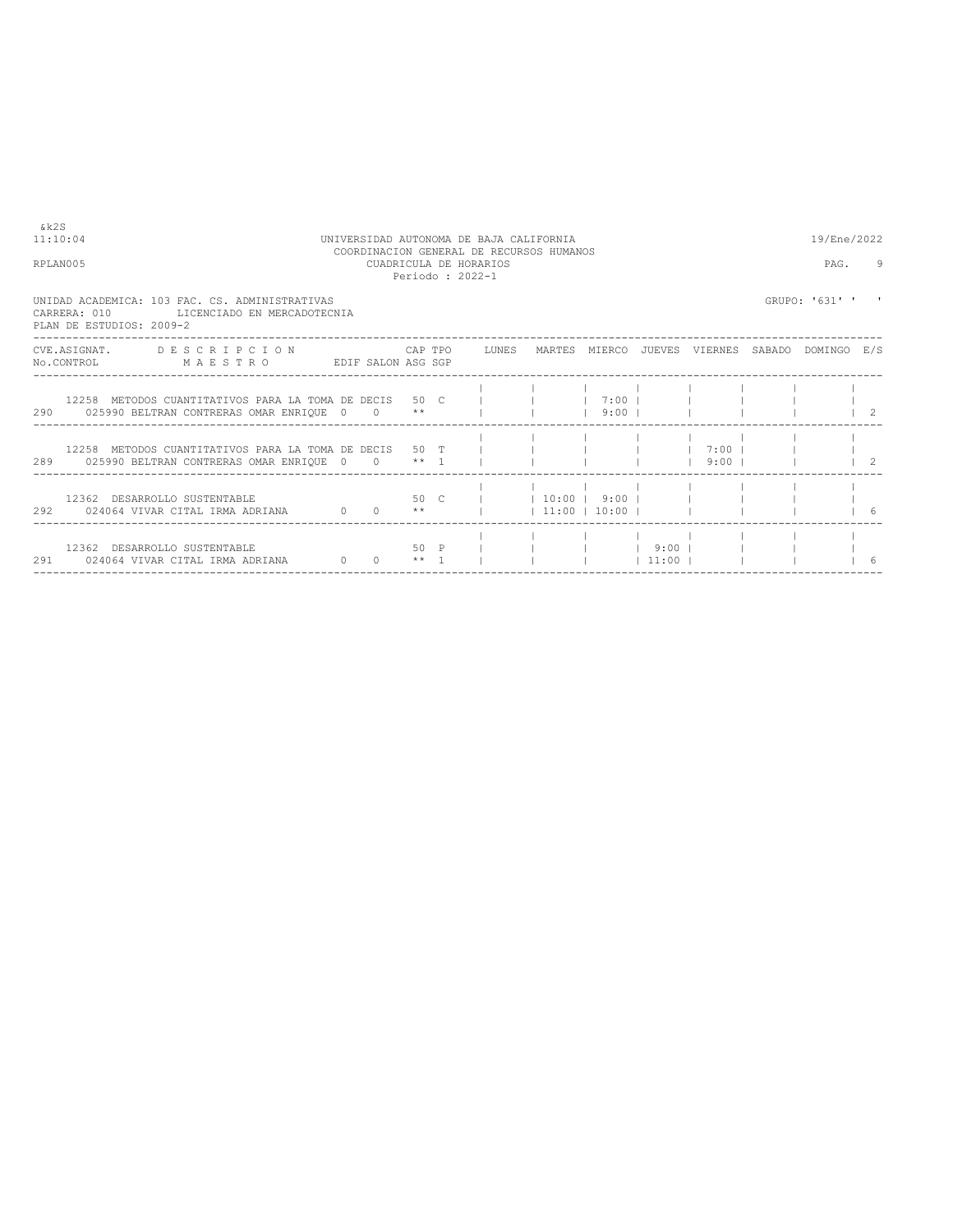&k2S
11:10:04 UNIVERSIDAD AUTONOMA DE BAJA CALIFORNIA 19/Ene/2022
COORDINACION GENERAL DE RECURSOS HUMANOS
RPLAN005 CUADRICULA DE HORARIOS PAG. 9
Periodo : 2022-1

UNIDAD ACADEMICA: 103 FAC. CS. ADMINISTRATIVAS GRUPO: '631' ' '
CARRERA: 010 LICENCIADO EN MERCADOTECNIA
PLAN DE ESTUDIOS: 2009-2

| CVE.ASIGNAT. No.CONTROL | DESCRIPCION MAESTRO | EDIF | SALON | CAP ASG | TPO SGP | LUNES | MARTES | MIERCO | JUEVES | VIERNES | SABADO | DOMINGO | E/S |
|---|---|---|---|---|---|---|---|---|---|---|---|---|---|
| 12258 290 | METODOS CUANTITATIVOS PARA LA TOMA DE DECIS 025990 BELTRAN CONTRERAS OMAR ENRIQUE | 0 | 0 | 50 ** | C | | | 7:00 9:00 | | | | | 2 |
| 12258 289 | METODOS CUANTITATIVOS PARA LA TOMA DE DECIS 025990 BELTRAN CONTRERAS OMAR ENRIQUE | 0 | 0 | 50 ** | T 1 | | | | | 7:00 9:00 | | | 2 |
| 12362 292 | DESARROLLO SUSTENTABLE 024064 VIVAR CITAL IRMA ADRIANA | 0 | 0 | 50 ** | C | | 10:00 11:00 | 9:00 10:00 | | | | | 6 |
| 12362 291 | DESARROLLO SUSTENTABLE 024064 VIVAR CITAL IRMA ADRIANA | 0 | 0 | 50 ** | P 1 | | | | 9:00 11:00 | | | | 6 |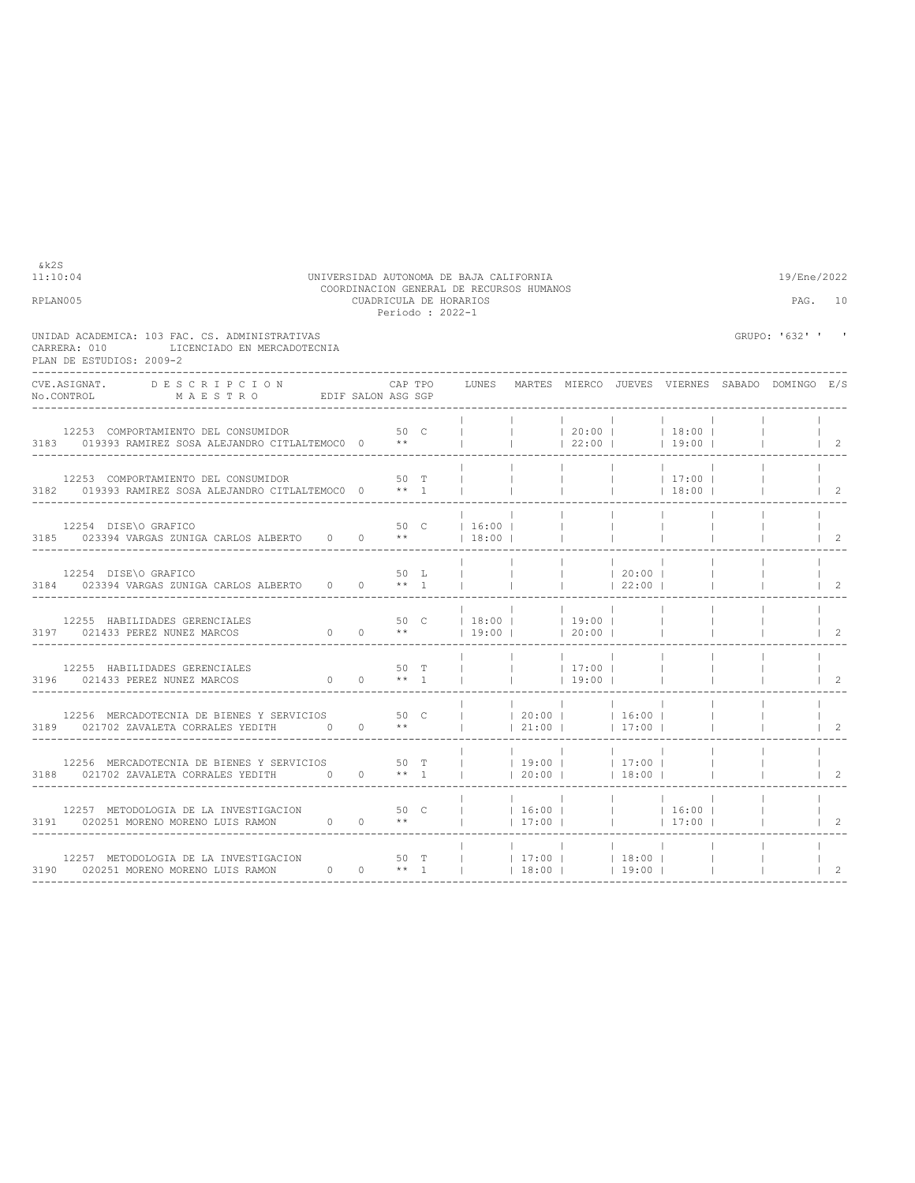&k2S
11:10:04 UNIVERSIDAD AUTONOMA DE BAJA CALIFORNIA 19/Ene/2022
COORDINACION GENERAL DE RECURSOS HUMANOS
RPLAN005 CUADRICULA DE HORARIOS PAG. 10
Periodo : 2022-1

UNIDAD ACADEMICA: 103 FAC. CS. ADMINISTRATIVAS GRUPO: '632' ' '
CARRERA: 010 LICENCIADO EN MERCADOTECNIA
PLAN DE ESTUDIOS: 2009-2

| CVE.ASIGNAT. No.CONTROL | DESCRIPCION / MAESTRO | EDIF | SALON | CAP | TPO | ASG | SGP | LUNES | MARTES | MIERCO | JUEVES | VIERNES | SABADO | DOMINGO | E/S |
|---|---|---|---|---|---|---|---|---|---|---|---|---|---|---|---|
| 12253 / 3183 | COMPORTAMIENTO DEL CONSUMIDOR / 019393 RAMIREZ SOSA ALEJANDRO CITLALTEMOC | 0 | 0 | 50 | C | ** | | | | 20:00 22:00 | | 18:00 19:00 | | | 2 |
| 12253 / 3182 | COMPORTAMIENTO DEL CONSUMIDOR / 019393 RAMIREZ SOSA ALEJANDRO CITLALTEMOC | 0 | 0 | 50 | T | ** | 1 | | | | | 17:00 18:00 | | | 2 |
| 12254 / 3185 | DISE\O GRAFICO / 023394 VARGAS ZUNIGA CARLOS ALBERTO | 0 | 0 | 50 | C | ** | | 16:00 18:00 | | | | | | | 2 |
| 12254 / 3184 | DISE\O GRAFICO / 023394 VARGAS ZUNIGA CARLOS ALBERTO | 0 | 0 | 50 | L | ** | 1 | | | | 20:00 22:00 | | | | 2 |
| 12255 / 3197 | HABILIDADES GERENCIALES / 021433 PEREZ NUNEZ MARCOS | 0 | 0 | 50 | C | ** | | 18:00 19:00 | | 19:00 20:00 | | | | | 2 |
| 12255 / 3196 | HABILIDADES GERENCIALES / 021433 PEREZ NUNEZ MARCOS | 0 | 0 | 50 | T | ** | 1 | | | 17:00 19:00 | | | | | 2 |
| 12256 / 3189 | MERCADOTECNIA DE BIENES Y SERVICIOS / 021702 ZAVALETA CORRALES YEDITH | 0 | 0 | 50 | C | ** | | | 20:00 21:00 | | 16:00 17:00 | | | | 2 |
| 12256 / 3188 | MERCADOTECNIA DE BIENES Y SERVICIOS / 021702 ZAVALETA CORRALES YEDITH | 0 | 0 | 50 | T | ** | 1 | | 19:00 20:00 | | 17:00 18:00 | | | | 2 |
| 12257 / 3191 | METODOLOGIA DE LA INVESTIGACION / 020251 MORENO MORENO LUIS RAMON | 0 | 0 | 50 | C | ** | | | 16:00 17:00 | | | 16:00 17:00 | | | 2 |
| 12257 / 3190 | METODOLOGIA DE LA INVESTIGACION / 020251 MORENO MORENO LUIS RAMON | 0 | 0 | 50 | T | ** | 1 | | 17:00 18:00 | | 18:00 19:00 | | | | 2 |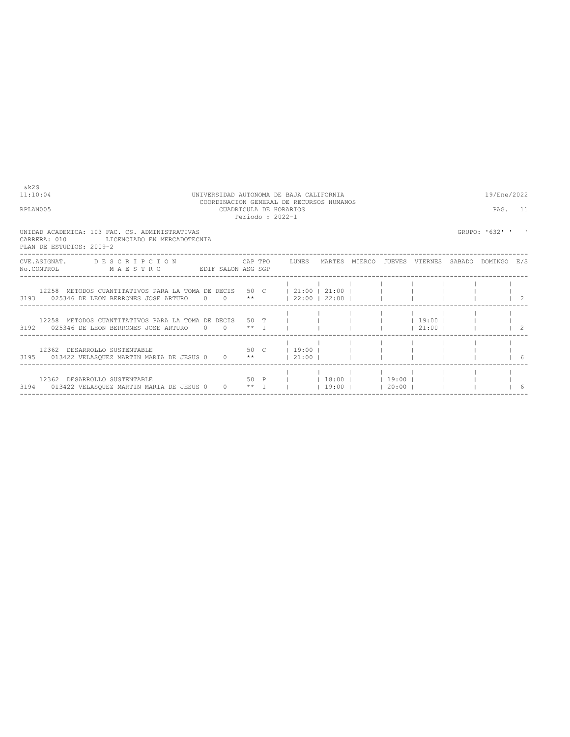&k2S
11:10:04 UNIVERSIDAD AUTONOMA DE BAJA CALIFORNIA 19/Ene/2022
COORDINACION GENERAL DE RECURSOS HUMANOS
RPLAN005 CUADRICULA DE HORARIOS PAG. 11
Periodo : 2022-1

UNIDAD ACADEMICA: 103 FAC. CS. ADMINISTRATIVAS GRUPO: '632' ' '
CARRERA: 010 LICENCIADO EN MERCADOTECNIA
PLAN DE ESTUDIOS: 2009-2

| CVE.ASIGNAT. / No.CONTROL | DESCRIPCION / MAESTRO | EDIF | SALON | CAP / ASG | TPO / SGP | LUNES | MARTES | MIERCO | JUEVES | VIERNES | SABADO | DOMINGO | E/S |
|---|---|---|---|---|---|---|---|---|---|---|---|---|---|
| 12258 / 3193 | METODOS CUANTITATIVOS PARA LA TOMA DE DECIS / 025346 DE LEON BERRONES JOSE ARTURO | 0 | 0 | 50 / ** | C | 21:00 22:00 | 21:00 22:00 | | | | | | 2 |
| 12258 / 3192 | METODOS CUANTITATIVOS PARA LA TOMA DE DECIS / 025346 DE LEON BERRONES JOSE ARTURO | 0 | 0 | 50 / ** | T / 1 | | | | | 19:00 21:00 | | | 2 |
| 12362 / 3195 | DESARROLLO SUSTENTABLE / 013422 VELASQUEZ MARTIN MARIA DE JESUS | 0 | 0 | 50 / ** | C | 19:00 21:00 | | | | | | | 6 |
| 12362 / 3194 | DESARROLLO SUSTENTABLE / 013422 VELASQUEZ MARTIN MARIA DE JESUS | 0 | 0 | 50 / ** | P / 1 | | 18:00 19:00 | | 19:00 20:00 | | | | 6 |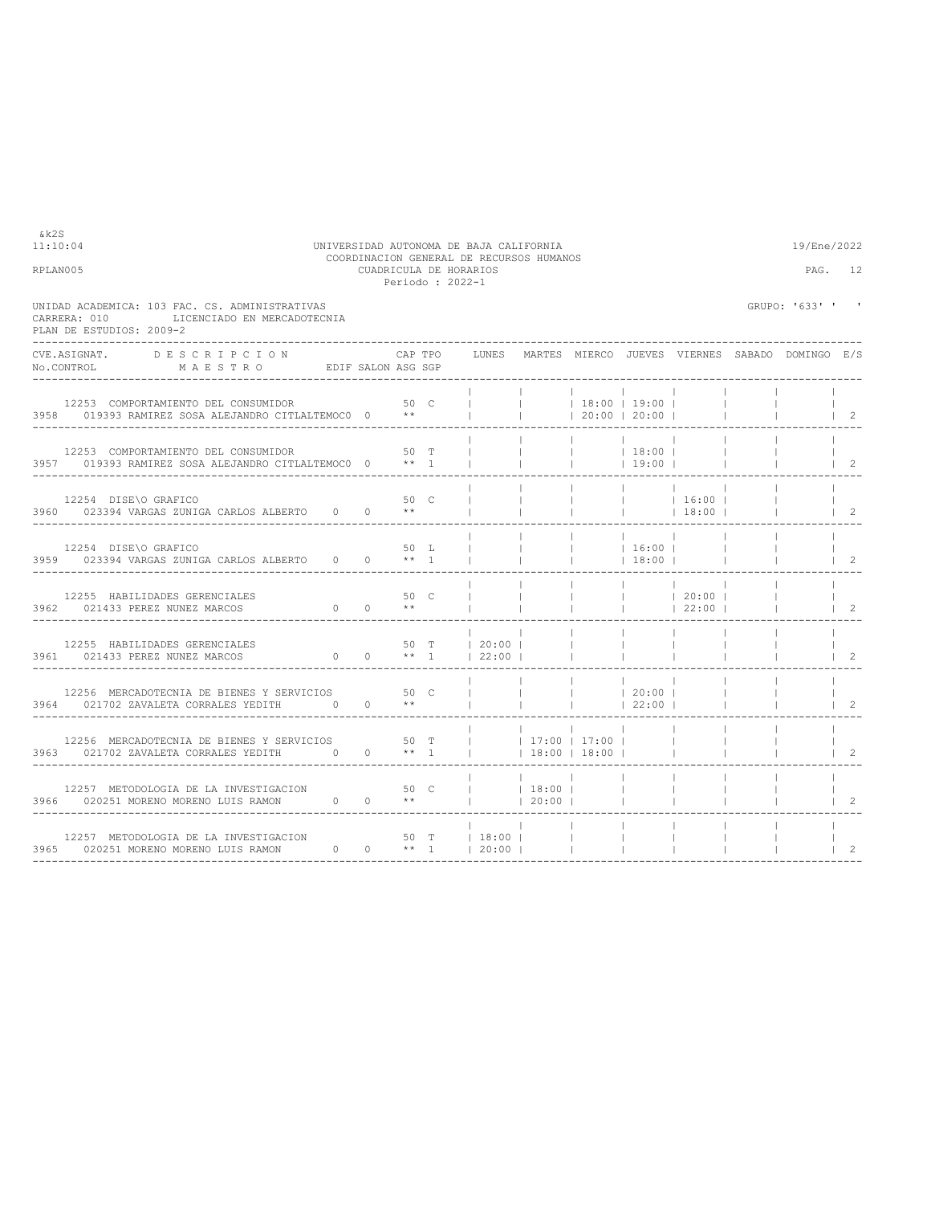UNIVERSIDAD AUTONOMA DE BAJA CALIFORNIA
COORDINACION GENERAL DE RECURSOS HUMANOS
CUADRICULA DE HORARIOS
Periodo : 2022-1

&k2S
11:10:04 — 19/Ene/2022
RPLAN005

UNIDAD ACADEMICA: 103 FAC. CS. ADMINISTRATIVAS — GRUPO: '633' ' '
CARRERA: 010 LICENCIADO EN MERCADOTECNIA
PLAN DE ESTUDIOS: 2009-2

| CVE.ASIGNAT. No.CONTROL | DESCRIPCION / MAESTRO | EDIF | SALON | CAP ASG | TPO SGP | LUNES | MARTES | MIERCO | JUEVES | VIERNES | SABADO | DOMINGO | E/S |
|---|---|---|---|---|---|---|---|---|---|---|---|---|---|
| 12253 / 3958 | COMPORTAMIENTO DEL CONSUMIDOR / 019393 RAMIREZ SOSA ALEJANDRO | CITLALTEMOC | 0 | 50 ** | C | | | 18:00 20:00 | 19:00 20:00 | | | | 2 |
| 12253 / 3957 | COMPORTAMIENTO DEL CONSUMIDOR / 019393 RAMIREZ SOSA ALEJANDRO | CITLALTEMOC | 0 | 50 ** | T 1 | | | | 18:00 19:00 | | | | 2 |
| 12254 / 3960 | DISE\O GRAFICO / 023394 VARGAS ZUNIGA CARLOS ALBERTO | 0 | 0 | 50 ** | C | | | | | 16:00 18:00 | | | 2 |
| 12254 / 3959 | DISE\O GRAFICO / 023394 VARGAS ZUNIGA CARLOS ALBERTO | 0 | 0 | 50 ** | L 1 | | | | 16:00 18:00 | | | | 2 |
| 12255 / 3962 | HABILIDADES GERENCIALES / 021433 PEREZ NUNEZ MARCOS | 0 | 0 | 50 ** | C | | | | | 20:00 22:00 | | | 2 |
| 12255 / 3961 | HABILIDADES GERENCIALES / 021433 PEREZ NUNEZ MARCOS | 0 | 0 | 50 ** | T 1 | 20:00 22:00 | | | | | | | 2 |
| 12256 / 3964 | MERCADOTECNIA DE BIENES Y SERVICIOS / 021702 ZAVALETA CORRALES YEDITH | 0 | 0 | 50 ** | C | | | | 20:00 22:00 | | | | 2 |
| 12256 / 3963 | MERCADOTECNIA DE BIENES Y SERVICIOS / 021702 ZAVALETA CORRALES YEDITH | 0 | 0 | 50 ** | T 1 | | 17:00 18:00 | 17:00 18:00 | | | | | 2 |
| 12257 / 3966 | METODOLOGIA DE LA INVESTIGACION / 020251 MORENO MORENO LUIS RAMON | 0 | 0 | 50 ** | C | | 18:00 20:00 | | | | | | 2 |
| 12257 / 3965 | METODOLOGIA DE LA INVESTIGACION / 020251 MORENO MORENO LUIS RAMON | 0 | 0 | 50 ** | T 1 | 18:00 20:00 | | | | | | | 2 |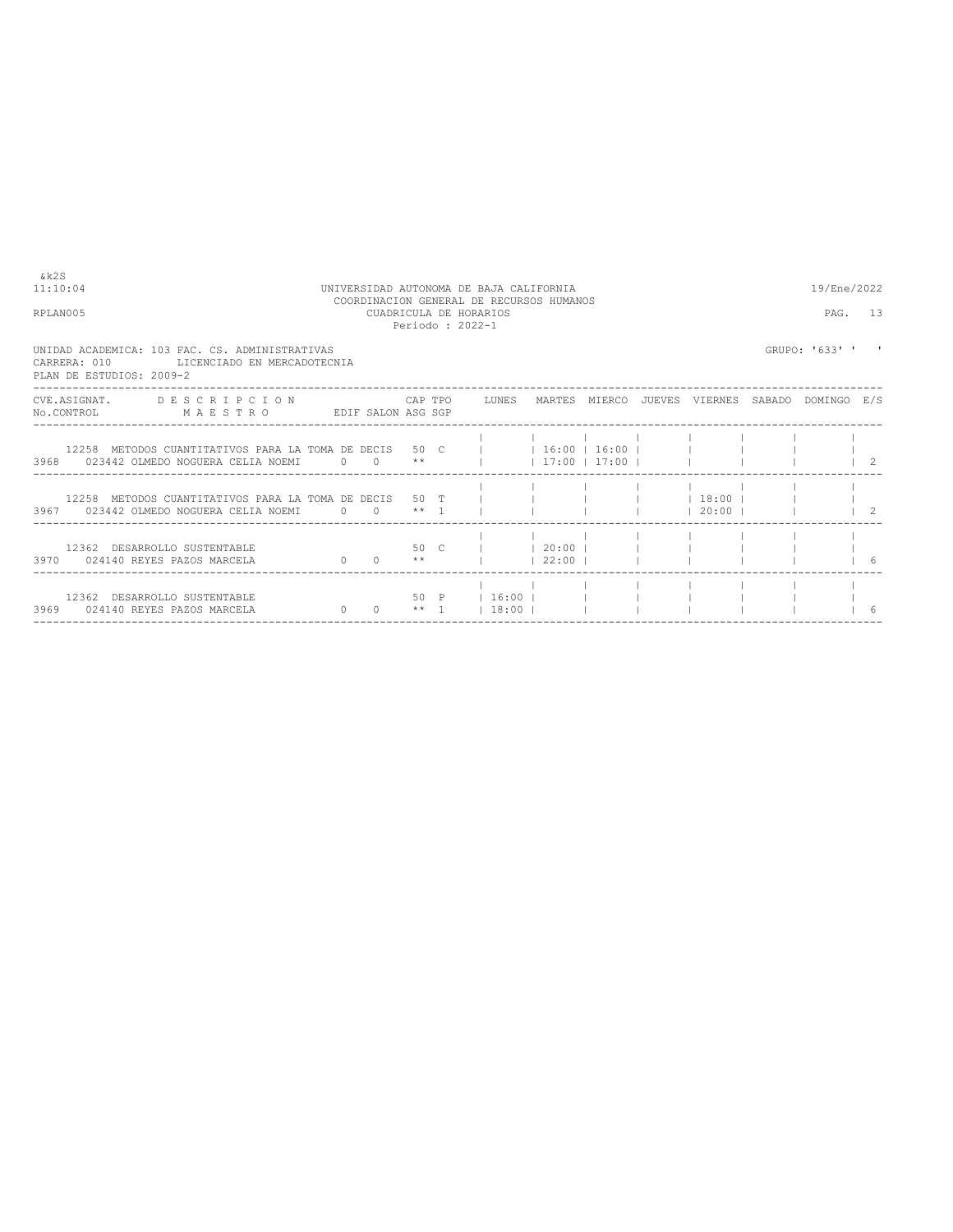UNIVERSIDAD AUTONOMA DE BAJA CALIFORNIA
COORDINACION GENERAL DE RECURSOS HUMANOS
CUADRICULA DE HORARIOS
Periodo : 2022-1

RPLAN005

UNIDAD ACADEMICA: 103 FAC. CS. ADMINISTRATIVAS
CARRERA: 010 LICENCIADO EN MERCADOTECNIA
PLAN DE ESTUDIOS: 2009-2

GRUPO: '633' ' '

| CVE.ASIGNAT. No.CONTROL | DESCRIPCION MAESTRO | EDIF | SALON | CAP ASG | TPO SGP | LUNES | MARTES | MIERCO | JUEVES | VIERNES | SABADO | DOMINGO | E/S |
|---|---|---|---|---|---|---|---|---|---|---|---|---|---|
| 12258 3968 | METODOS CUANTITATIVOS PARA LA TOMA DE DECIS 023442 OLMEDO NOGUERA CELIA NOEMI | 0 | 0 | 50 ** | C | | 16:00 17:00 | 16:00 17:00 | | | | | 2 |
| 12258 3967 | METODOS CUANTITATIVOS PARA LA TOMA DE DECIS 023442 OLMEDO NOGUERA CELIA NOEMI | 0 | 0 | 50 ** | T 1 | | | | | 18:00 20:00 | | | 2 |
| 12362 3970 | DESARROLLO SUSTENTABLE 024140 REYES PAZOS MARCELA | 0 | 0 | 50 ** | C | | 20:00 22:00 | | | | | | 6 |
| 12362 3969 | DESARROLLO SUSTENTABLE 024140 REYES PAZOS MARCELA | 0 | 0 | 50 ** | P 1 | 16:00 18:00 | | | | | | | 6 |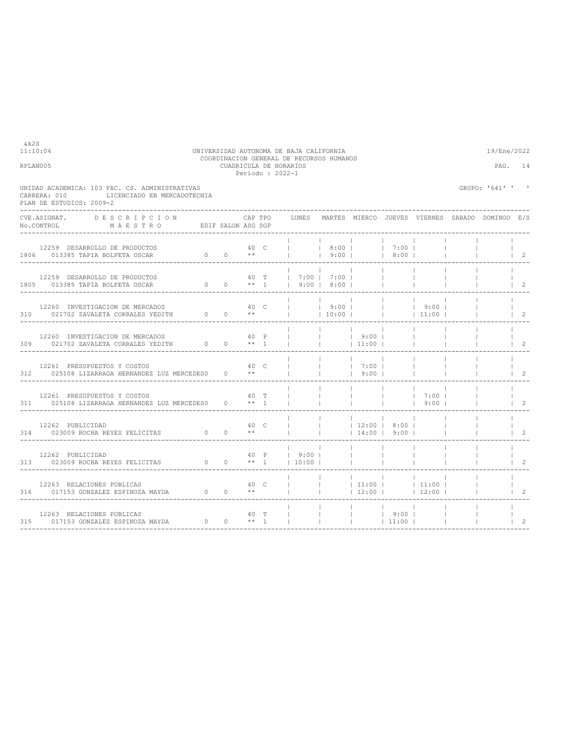&k2S
11:10:04

UNIVERSIDAD AUTONOMA DE BAJA CALIFORNIA
COORDINACION GENERAL DE RECURSOS HUMANOS
CUADRICULA DE HORARIOS
Periodo : 2022-1

19/Ene/2022

RPLAN005

UNIDAD ACADEMICA: 103 FAC. CS. ADMINISTRATIVAS
CARRERA: 010 LICENCIADO EN MERCADOTECNIA
PLAN DE ESTUDIOS: 2009-2

GRUPO: '641' ' '

| CVE.ASIGNAT. No.CONTROL | DESCRIPCION MAESTRO | EDIF | SALON | CAP ASG | TPO SGP | LUNES | MARTES | MIERCO | JUEVES | VIERNES | SABADO | DOMINGO | E/S |
|---|---|---|---|---|---|---|---|---|---|---|---|---|---|
| 12259 1806 | DESARROLLO DE PRODUCTOS 013385 TAPIA BOLFETA OSCAR | 0 | 0 | 40 ** | C | | 8:00 9:00 | | 7:00 8:00 | | | | 2 |
| 12259 1805 | DESARROLLO DE PRODUCTOS 013385 TAPIA BOLFETA OSCAR | 0 | 0 | 40 ** | T 1 | 7:00 9:00 | 7:00 8:00 | | | | | | 2 |
| 12260 310 | INVESTIGACION DE MERCADOS 021702 ZAVALETA CORRALES YEDITH | 0 | 0 | 40 ** | C | | 9:00 10:00 | | | 9:00 11:00 | | | 2 |
| 12260 309 | INVESTIGACION DE MERCADOS 021702 ZAVALETA CORRALES YEDITH | 0 | 0 | 40 ** | P 1 | | | 9:00 11:00 | | | | | 2 |
| 12261 312 | PRESUPUESTOS Y COSTOS 025108 LIZARRAGA HERNANDEZ LUZ MERCEDES | 0 | 0 | 40 ** | C | | | 7:00 9:00 | | | | | 2 |
| 12261 311 | PRESUPUESTOS Y COSTOS 025108 LIZARRAGA HERNANDEZ LUZ MERCEDES | 0 | 0 | 40 ** | T 1 | | | | | 7:00 9:00 | | | 2 |
| 12262 314 | PUBLICIDAD 023009 ROCHA REYES FELICITAS | 0 | 0 | 40 ** | C | | | 12:00 14:00 | 8:00 9:00 | | | | 2 |
| 12262 313 | PUBLICIDAD 023009 ROCHA REYES FELICITAS | 0 | 0 | 40 ** | P 1 | 9:00 10:00 | | | | | | | 2 |
| 12263 316 | RELACIONES PUBLICAS 017153 GONZALEZ ESPINOZA MAYDA | 0 | 0 | 40 ** | C | | | 11:00 12:00 | | 11:00 12:00 | | | 2 |
| 12263 315 | RELACIONES PUBLICAS 017153 GONZALEZ ESPINOZA MAYDA | 0 | 0 | 40 ** | T 1 | | | | 9:00 11:00 | | | | 2 |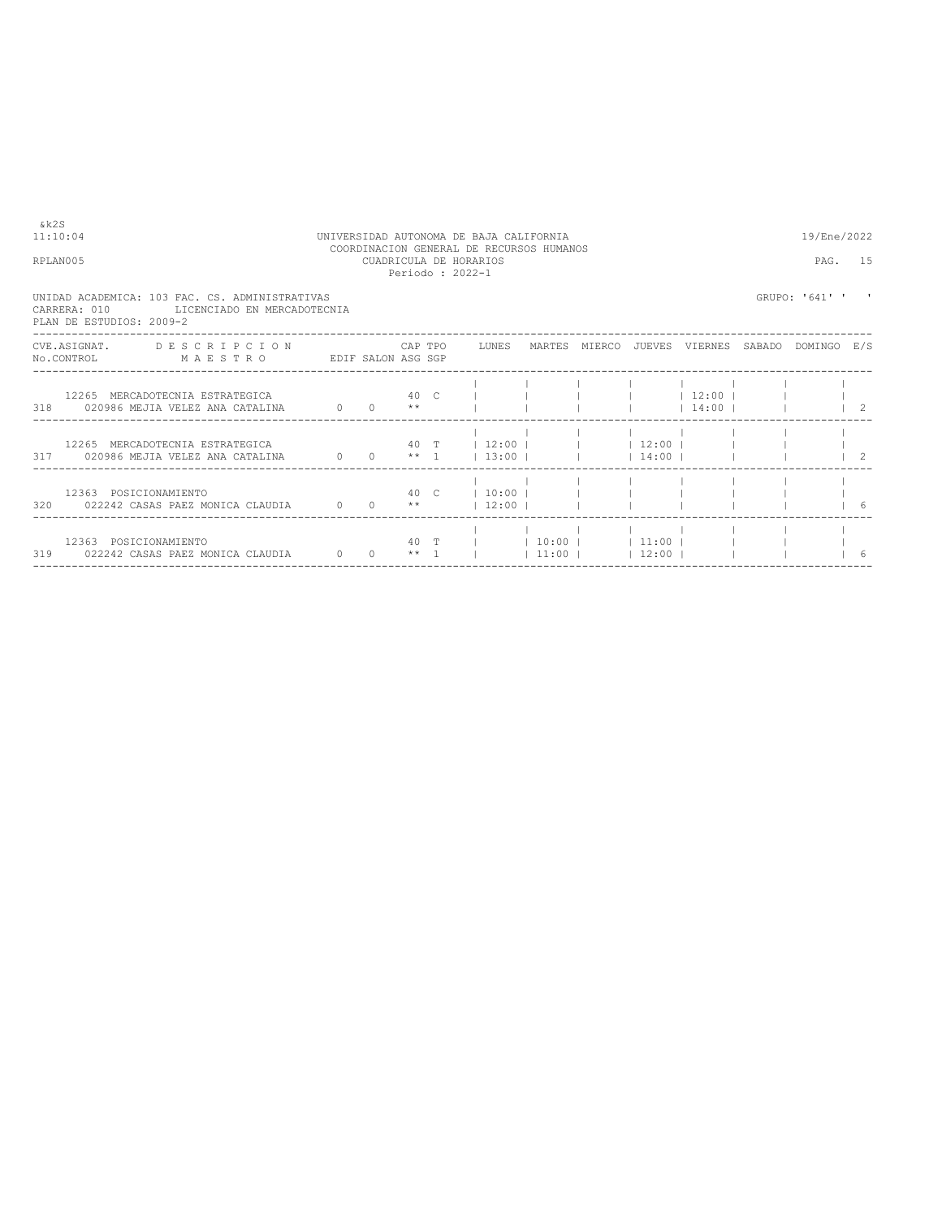&k2S
11:10:04 UNIVERSIDAD AUTONOMA DE BAJA CALIFORNIA 19/Ene/2022
COORDINACION GENERAL DE RECURSOS HUMANOS
RPLAN005 CUADRICULA DE HORARIOS PAG. 15
Periodo : 2022-1

UNIDAD ACADEMICA: 103 FAC. CS. ADMINISTRATIVAS GRUPO: '641' ' '
CARRERA: 010 LICENCIADO EN MERCADOTECNIA
PLAN DE ESTUDIOS: 2009-2

| CVE.ASIGNAT. No.CONTROL | D E S C R I P C I O N / M A E S T R O | EDIF | SALON | CAP ASG | TPO SGP | LUNES | MARTES | MIERCO | JUEVES | VIERNES | SABADO | DOMINGO | E/S |
|---|---|---|---|---|---|---|---|---|---|---|---|---|---|
| 12265 / 318 | MERCADOTECNIA ESTRATEGICA / 020986 MEJIA VELEZ ANA CATALINA | 0 | 0 | 40 ** | C | | | | | 12:00 14:00 | | | 2 |
| 12265 / 317 | MERCADOTECNIA ESTRATEGICA / 020986 MEJIA VELEZ ANA CATALINA | 0 | 0 | 40 ** | T 1 | 12:00 13:00 | | | 12:00 14:00 | | | | 2 |
| 12363 / 320 | POSICIONAMIENTO / 022242 CASAS PAEZ MONICA CLAUDIA | 0 | 0 | 40 ** | C | 10:00 12:00 | | | | | | | 6 |
| 12363 / 319 | POSICIONAMIENTO / 022242 CASAS PAEZ MONICA CLAUDIA | 0 | 0 | 40 ** | T 1 | | 10:00 11:00 | | 11:00 12:00 | | | | 6 |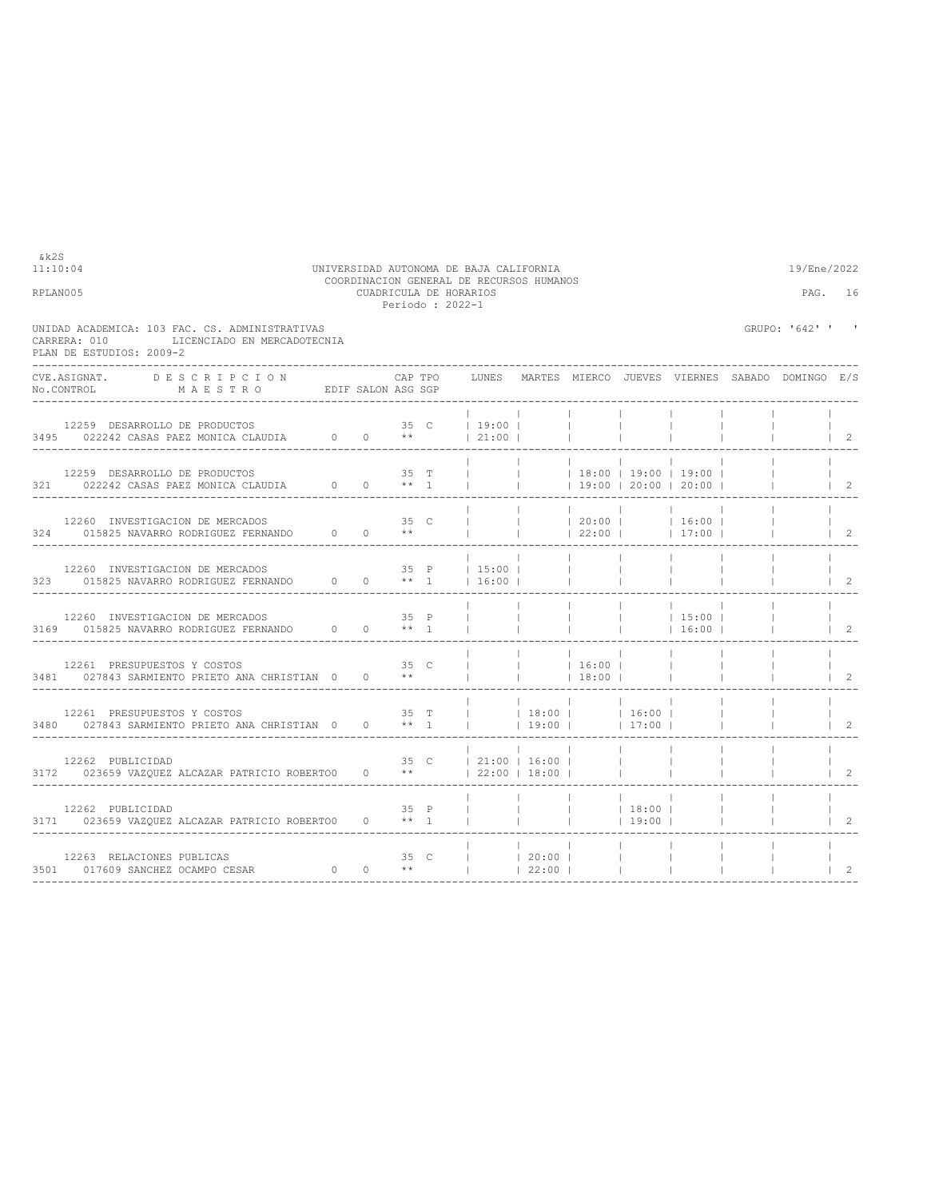&k2S
11:10:04

UNIVERSIDAD AUTONOMA DE BAJA CALIFORNIA
COORDINACION GENERAL DE RECURSOS HUMANOS
CUADRICULA DE HORARIOS
Periodo : 2022-1

19/Ene/2022

RPLAN005

PAG. 16

UNIDAD ACADEMICA: 103 FAC. CS. ADMINISTRATIVAS
CARRERA: 010 LICENCIADO EN MERCADOTECNIA
PLAN DE ESTUDIOS: 2009-2

GRUPO: '642' ' '

| CVE.ASIGNAT. No.CONTROL | DESCRIPCION MAESTRO | EDIF | SALON | CAP ASG | TPO SGP | LUNES | MARTES | MIERCO | JUEVES | VIERNES | SABADO | DOMINGO | E/S |
|---|---|---|---|---|---|---|---|---|---|---|---|---|---|
| 12259 / 3495 | DESARROLLO DE PRODUCTOS / 022242 CASAS PAEZ MONICA CLAUDIA | 0 | 0 | 35 ** | C | 19:00 21:00 | | | | | | | 2 |
| 12259 / 321 | DESARROLLO DE PRODUCTOS / 022242 CASAS PAEZ MONICA CLAUDIA | 0 | 0 | 35 ** | T 1 | | | 18:00 19:00 | 19:00 20:00 | 19:00 20:00 | | | 2 |
| 12260 / 324 | INVESTIGACION DE MERCADOS / 015825 NAVARRO RODRIGUEZ FERNANDO | 0 | 0 | 35 ** | C | | | 20:00 22:00 | | 16:00 17:00 | | | 2 |
| 12260 / 323 | INVESTIGACION DE MERCADOS / 015825 NAVARRO RODRIGUEZ FERNANDO | 0 | 0 | 35 ** | P 1 | 15:00 16:00 | | | | | | | 2 |
| 12260 / 3169 | INVESTIGACION DE MERCADOS / 015825 NAVARRO RODRIGUEZ FERNANDO | 0 | 0 | 35 ** | P 1 | | | | | 15:00 16:00 | | | 2 |
| 12261 / 3481 | PRESUPUESTOS Y COSTOS / 027843 SARMIENTO PRIETO ANA CHRISTIAN | 0 | 0 | 35 ** | C | | | 16:00 18:00 | | | | | 2 |
| 12261 / 3480 | PRESUPUESTOS Y COSTOS / 027843 SARMIENTO PRIETO ANA CHRISTIAN | 0 | 0 | 35 ** | T 1 | | 18:00 19:00 | | 16:00 17:00 | | | | 2 |
| 12262 / 3172 | PUBLICIDAD / 023659 VAZQUEZ ALCAZAR PATRICIO ROBERTO | 0 | 0 | 35 ** | C | 21:00 22:00 | 16:00 18:00 | | | | | | 2 |
| 12262 / 3171 | PUBLICIDAD / 023659 VAZQUEZ ALCAZAR PATRICIO ROBERTO | 0 | 0 | 35 ** | P 1 | | | | 18:00 19:00 | | | | 2 |
| 12263 / 3501 | RELACIONES PUBLICAS / 017609 SANCHEZ OCAMPO CESAR | 0 | 0 | 35 ** | C | | 20:00 22:00 | | | | | | 2 |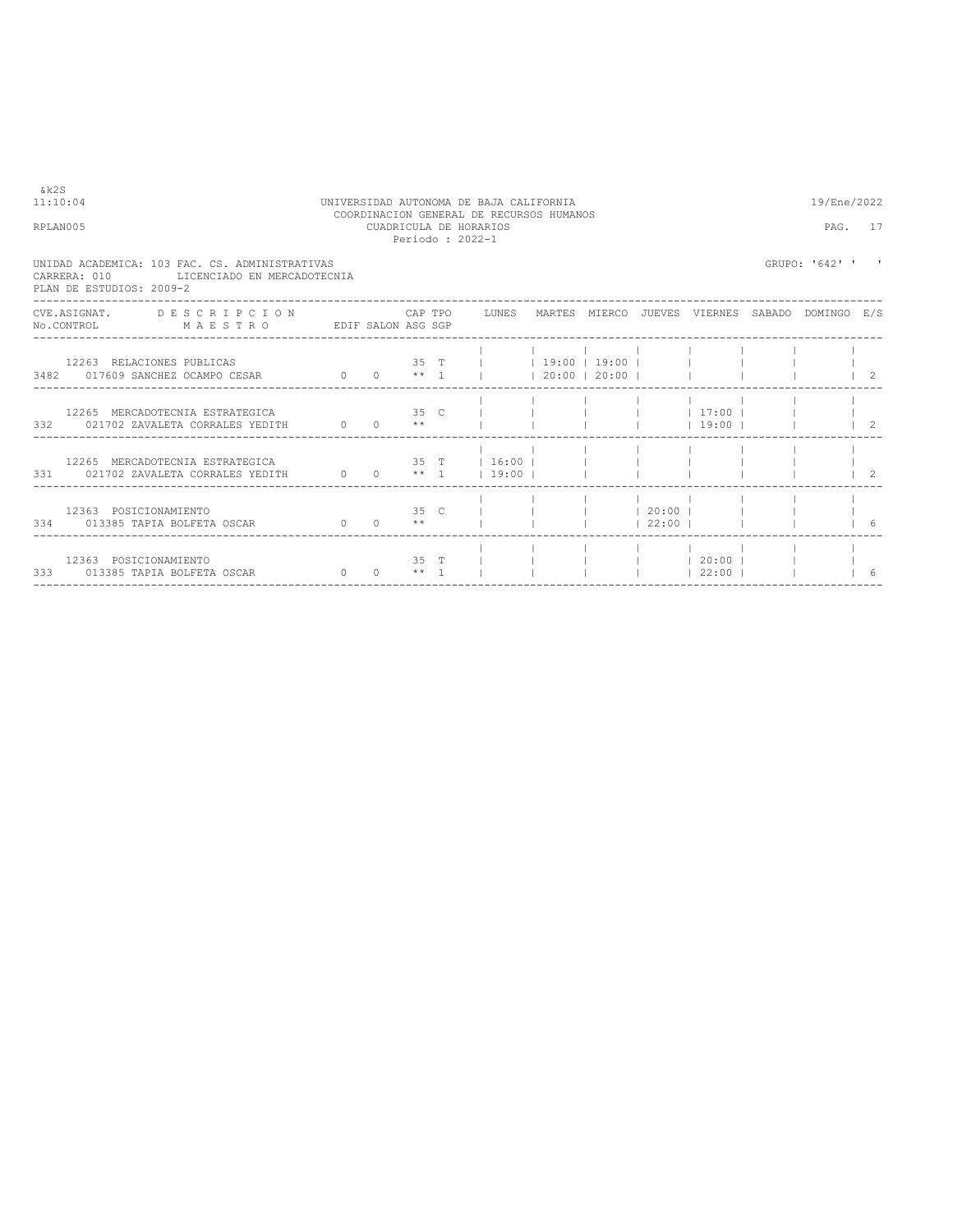&k2S
11:10:04

UNIVERSIDAD AUTONOMA DE BAJA CALIFORNIA
COORDINACION GENERAL DE RECURSOS HUMANOS
CUADRICULA DE HORARIOS
Periodo : 2022-1

19/Ene/2022

RPLAN005

UNIDAD ACADEMICA: 103 FAC. CS. ADMINISTRATIVAS
CARRERA: 010 LICENCIADO EN MERCADOTECNIA
PLAN DE ESTUDIOS: 2009-2

GRUPO: '642' ' '

| CVE.ASIGNAT. / No.CONTROL | DESCRIPCION / MAESTRO | EDIF | SALON | CAP ASG | TPO SGP | LUNES | MARTES | MIERCO | JUEVES | VIERNES | SABADO | DOMINGO | E/S |
|---|---|---|---|---|---|---|---|---|---|---|---|---|---|
| 12263 / 3482 | RELACIONES PUBLICAS / 017609 SANCHEZ OCAMPO CESAR | 0 | 0 | 35 ** | T 1 | | 19:00 20:00 | 19:00 20:00 | | | | | 2 |
| 12265 / 332 | MERCADOTECNIA ESTRATEGICA / 021702 ZAVALETA CORRALES YEDITH | 0 | 0 | 35 ** | C | | | | | 17:00 19:00 | | | 2 |
| 12265 / 331 | MERCADOTECNIA ESTRATEGICA / 021702 ZAVALETA CORRALES YEDITH | 0 | 0 | 35 ** | T 1 | 16:00 19:00 | | | | | | | 2 |
| 12363 / 334 | POSICIONAMIENTO / 013385 TAPIA BOLFETA OSCAR | 0 | 0 | 35 ** | C | | | | 20:00 22:00 | | | | 6 |
| 12363 / 333 | POSICIONAMIENTO / 013385 TAPIA BOLFETA OSCAR | 0 | 0 | 35 ** | T 1 | | | | | 20:00 22:00 | | | 6 |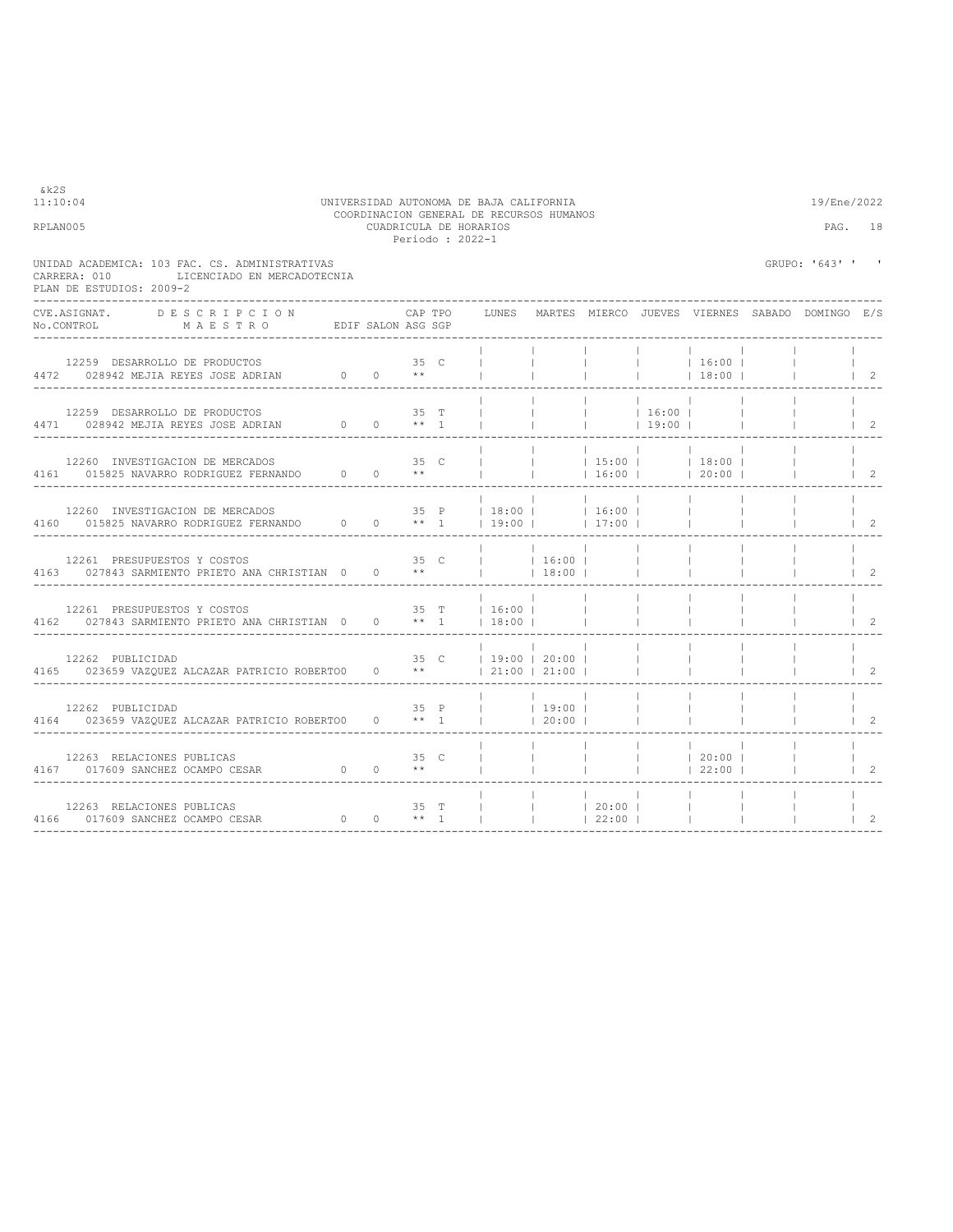UNIVERSIDAD AUTONOMA DE BAJA CALIFORNIA
COORDINACION GENERAL DE RECURSOS HUMANOS
CUADRICULA DE HORARIOS
Periodo : 2022-1

&k2S
11:10:04
RPLAN005
19/Ene/2022

UNIDAD ACADEMICA: 103 FAC. CS. ADMINISTRATIVAS
CARRERA: 010 LICENCIADO EN MERCADOTECNIA
PLAN DE ESTUDIOS: 2009-2

GRUPO: '643' ' '

| CVE.ASIGNAT. / No.CONTROL | DESCRIPCION / MAESTRO | EDIF | SALON | CAP / ASG | TPO / SGP | LUNES | MARTES | MIERCO | JUEVES | VIERNES | SABADO | DOMINGO | E/S |
|---|---|---|---|---|---|---|---|---|---|---|---|---|---|
| 12259 / 4472 | DESARROLLO DE PRODUCTOS / 028942 MEJIA REYES JOSE ADRIAN | 0 | 0 | 35 / ** | C | | | | | 16:00 / 18:00 | | | 2 |
| 12259 / 4471 | DESARROLLO DE PRODUCTOS / 028942 MEJIA REYES JOSE ADRIAN | 0 | 0 | 35 / ** | T / 1 | | | | 16:00 / 19:00 | | | | 2 |
| 12260 / 4161 | INVESTIGACION DE MERCADOS / 015825 NAVARRO RODRIGUEZ FERNANDO | 0 | 0 | 35 / ** | C | | | 15:00 / 16:00 | | 18:00 / 20:00 | | | 2 |
| 12260 / 4160 | INVESTIGACION DE MERCADOS / 015825 NAVARRO RODRIGUEZ FERNANDO | 0 | 0 | 35 / ** | P / 1 | 18:00 / 19:00 | | 16:00 / 17:00 | | | | | 2 |
| 12261 / 4163 | PRESUPUESTOS Y COSTOS / 027843 SARMIENTO PRIETO ANA CHRISTIAN | 0 | 0 | 35 / ** | C | | 16:00 / 18:00 | | | | | | 2 |
| 12261 / 4162 | PRESUPUESTOS Y COSTOS / 027843 SARMIENTO PRIETO ANA CHRISTIAN | 0 | 0 | 35 / ** | T / 1 | 16:00 / 18:00 | | | | | | | 2 |
| 12262 / 4165 | PUBLICIDAD / 023659 VAZQUEZ ALCAZAR PATRICIO ROBERTO | 0 | 0 | 35 / ** | C | 19:00 / 21:00 | 20:00 / 21:00 | | | | | | 2 |
| 12262 / 4164 | PUBLICIDAD / 023659 VAZQUEZ ALCAZAR PATRICIO ROBERTO | 0 | 0 | 35 / ** | P / 1 | | 19:00 / 20:00 | | | | | | 2 |
| 12263 / 4167 | RELACIONES PUBLICAS / 017609 SANCHEZ OCAMPO CESAR | 0 | 0 | 35 / ** | C | | | | | 20:00 / 22:00 | | | 2 |
| 12263 / 4166 | RELACIONES PUBLICAS / 017609 SANCHEZ OCAMPO CESAR | 0 | 0 | 35 / ** | T / 1 | | | 20:00 / 22:00 | | | | | 2 |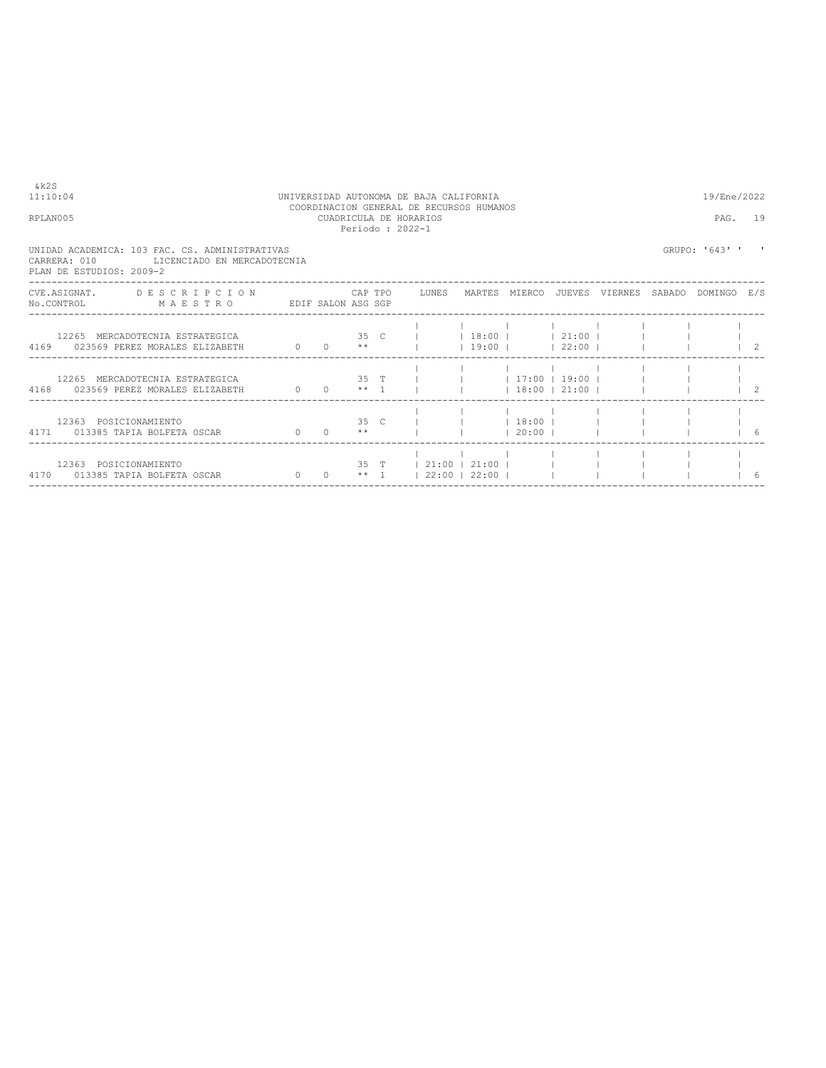UNIVERSIDAD AUTONOMA DE BAJA CALIFORNIA
COORDINACION GENERAL DE RECURSOS HUMANOS
CUADRICULA DE HORARIOS
Periodo : 2022-1

UNIDAD ACADEMICA: 103 FAC. CS. ADMINISTRATIVAS
CARRERA: 010 LICENCIADO EN MERCADOTECNIA
PLAN DE ESTUDIOS: 2009-2

GRUPO: '643' ' '

| CVE.ASIGNAT. / No.CONTROL | DESCRIPCION / MAESTRO | EDIF | SALON | CAP / ASG | TPO / SGP | LUNES | MARTES | MIERCO | JUEVES | VIERNES | SABADO | DOMINGO | E/S |
|---|---|---|---|---|---|---|---|---|---|---|---|---|---|
| 12265 / 4169 | MERCADOTECNIA ESTRATEGICA / 023569 PEREZ MORALES ELIZABETH | 0 | 0 | 35 / ** | C | | 18:00 19:00 | | 21:00 22:00 | | | | 2 |
| 12265 / 4168 | MERCADOTECNIA ESTRATEGICA / 023569 PEREZ MORALES ELIZABETH | 0 | 0 | 35 / ** | T / 1 | | | 17:00 18:00 | 19:00 21:00 | | | | 2 |
| 12363 / 4171 | POSICIONAMIENTO / 013385 TAPIA BOLFETA OSCAR | 0 | 0 | 35 / ** | C | | | 18:00 20:00 | | | | | 6 |
| 12363 / 4170 | POSICIONAMIENTO / 013385 TAPIA BOLFETA OSCAR | 0 | 0 | 35 / ** | T / 1 | 21:00 22:00 | 21:00 22:00 | | | | | | 6 |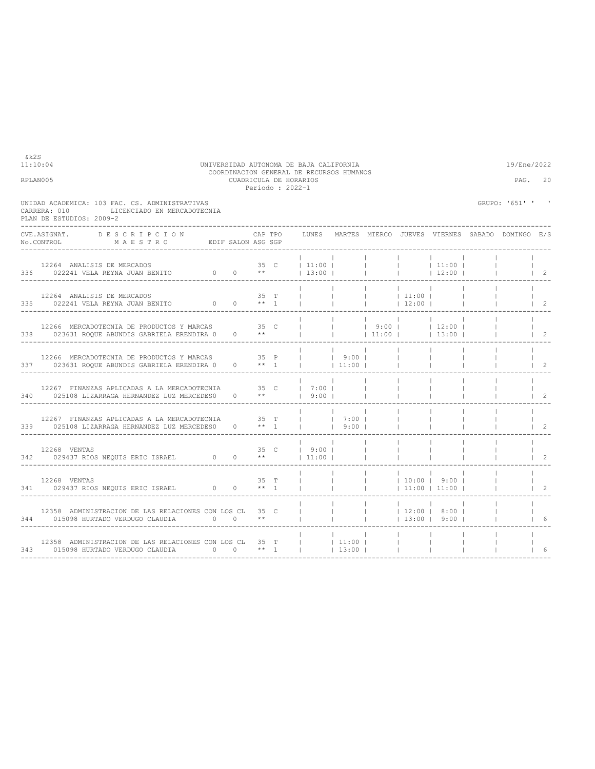&k2S
11:10:04 UNIVERSIDAD AUTONOMA DE BAJA CALIFORNIA 19/Ene/2022
COORDINACION GENERAL DE RECURSOS HUMANOS
RPLAN005 CUADRICULA DE HORARIOS PAG. 20
Periodo : 2022-1

UNIDAD ACADEMICA: 103 FAC. CS. ADMINISTRATIVAS GRUPO: '651' ' '
CARRERA: 010 LICENCIADO EN MERCADOTECNIA
PLAN DE ESTUDIOS: 2009-2

| CVE.ASIGNAT. / No.CONTROL | DESCRIPCION / MAESTRO | EDIF | SALON | CAP / ASG | TPO / SGP | LUNES | MARTES | MIERCO | JUEVES | VIERNES | SABADO | DOMINGO | E/S |
|---|---|---|---|---|---|---|---|---|---|---|---|---|---|
| 12264 / 336 | ANALISIS DE MERCADOS / 022241 VELA REYNA JUAN BENITO | 0 | 0 | 35 / ** | C | 11:00 / 13:00 | | | | 11:00 / 12:00 | | | 2 |
| 12264 / 335 | ANALISIS DE MERCADOS / 022241 VELA REYNA JUAN BENITO | 0 | 0 | 35 / ** | T / 1 | | | | 11:00 / 12:00 | | | | 2 |
| 12266 / 338 | MERCADOTECNIA DE PRODUCTOS Y MARCAS / 023631 ROQUE ABUNDIS GABRIELA ERENDIRA | 0 | 0 | 35 / ** | C | | | 9:00 / 11:00 | | 12:00 / 13:00 | | | 2 |
| 12266 / 337 | MERCADOTECNIA DE PRODUCTOS Y MARCAS / 023631 ROQUE ABUNDIS GABRIELA ERENDIRA | 0 | 0 | 35 / ** | P / 1 | | 9:00 / 11:00 | | | | | | 2 |
| 12267 / 340 | FINANZAS APLICADAS A LA MERCADOTECNIA / 025108 LIZARRAGA HERNANDEZ LUZ MERCEDES | 0 | 0 | 35 / ** | C | 7:00 / 9:00 | | | | | | | 2 |
| 12267 / 339 | FINANZAS APLICADAS A LA MERCADOTECNIA / 025108 LIZARRAGA HERNANDEZ LUZ MERCEDES | 0 | 0 | 35 / ** | T / 1 | | 7:00 / 9:00 | | | | | | 2 |
| 12268 / 342 | VENTAS / 029437 RIOS NEQUIS ERIC ISRAEL | 0 | 0 | 35 / ** | C | 9:00 / 11:00 | | | | | | | 2 |
| 12268 / 341 | VENTAS / 029437 RIOS NEQUIS ERIC ISRAEL | 0 | 0 | 35 / ** | T / 1 | | | | 10:00 / 11:00 | 9:00 / 11:00 | | | 2 |
| 12358 / 344 | ADMINISTRACION DE LAS RELACIONES CON LOS CL / 015098 HURTADO VERDUGO CLAUDIA | 0 | 0 | 35 / ** | C | | | | 12:00 / 13:00 | 8:00 / 9:00 | | | 6 |
| 12358 / 343 | ADMINISTRACION DE LAS RELACIONES CON LOS CL / 015098 HURTADO VERDUGO CLAUDIA | 0 | 0 | 35 / ** | T / 1 | | 11:00 / 13:00 | | | | | | 6 |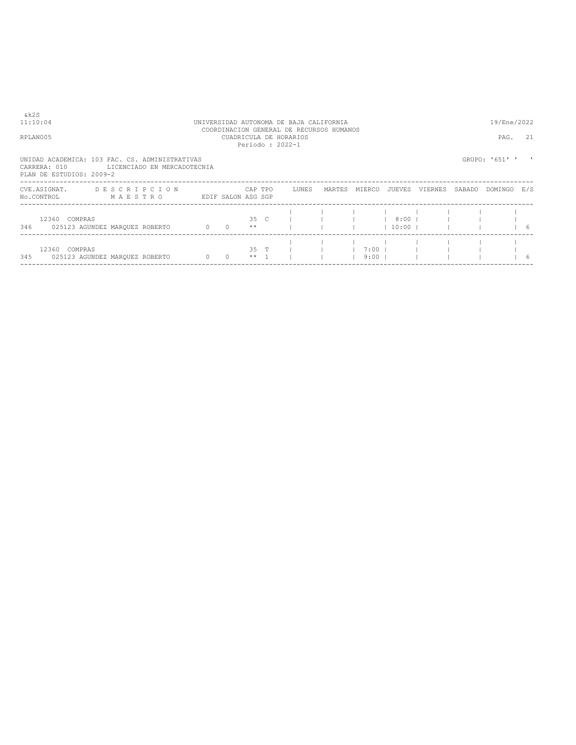&k2S
11:10:04 UNIVERSIDAD AUTONOMA DE BAJA CALIFORNIA 19/Ene/2022
COORDINACION GENERAL DE RECURSOS HUMANOS
RPLAN005 CUADRICULA DE HORARIOS
Periodo : 2022-1

UNIDAD ACADEMICA: 103 FAC. CS. ADMINISTRATIVAS GRUPO: '651' ' '
CARRERA: 010 LICENCIADO EN MERCADOTECNIA
PLAN DE ESTUDIOS: 2009-2

| CVE.ASIGNAT. No.CONTROL | D E S C R I P C I O N / M A E S T R O | EDIF | SALON | CAP ASG | TPO SGP | LUNES | MARTES | MIERCO | JUEVES | VIERNES | SABADO | DOMINGO | E/S |
|---|---|---|---|---|---|---|---|---|---|---|---|---|---|
| 12360 / 346 | COMPRAS / 025123 AGUNDEZ MARQUEZ ROBERTO | 0 | 0 | 35 / ** | C | | | | 8:00 / 10:00 | | | | 6 |
| 12360 / 345 | COMPRAS / 025123 AGUNDEZ MARQUEZ ROBERTO | 0 | 0 | 35 / ** | T / 1 | | | 7:00 / 9:00 | | | | | 6 |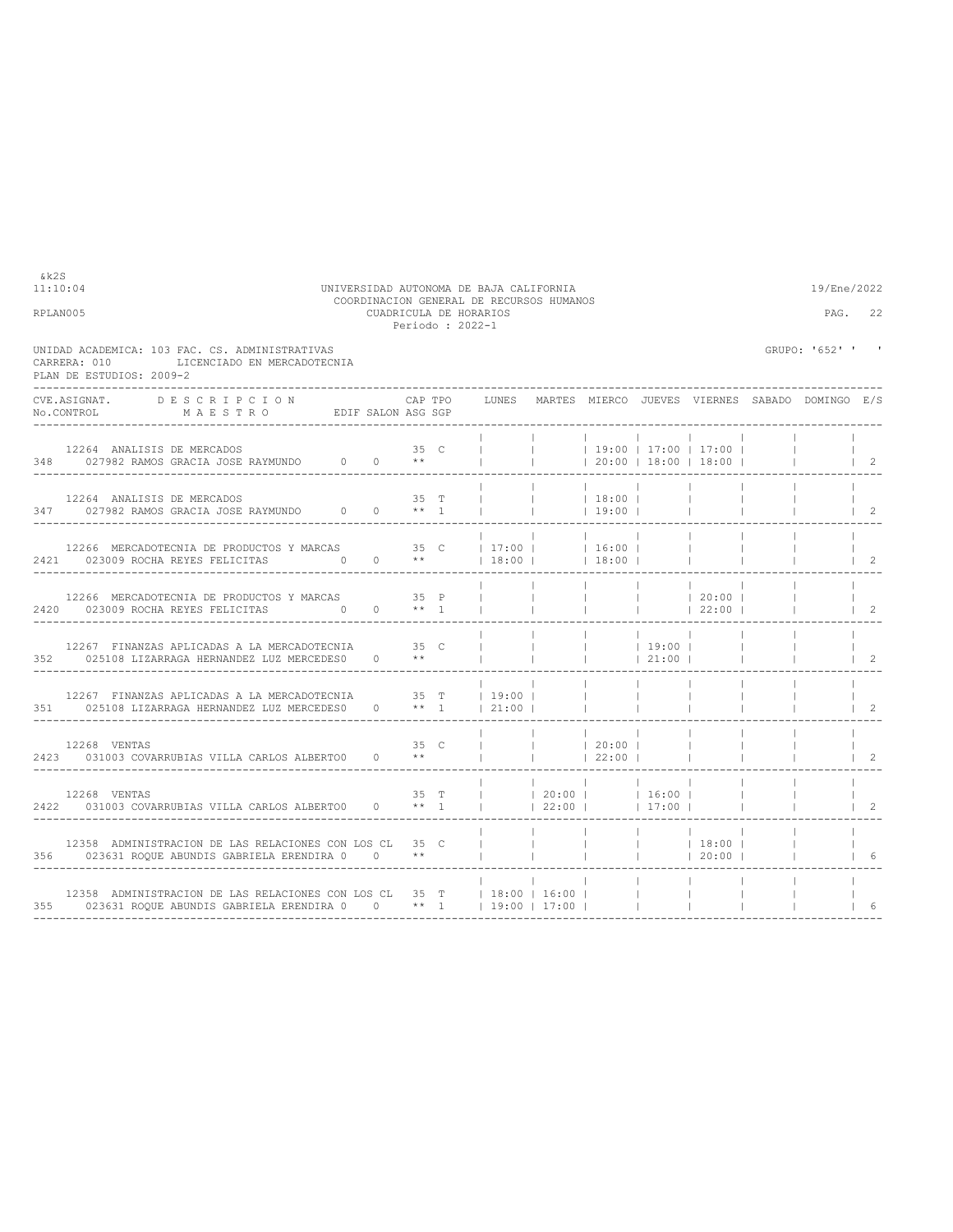&k2S
11:10:04 UNIVERSIDAD AUTONOMA DE BAJA CALIFORNIA 19/Ene/2022
COORDINACION GENERAL DE RECURSOS HUMANOS
RPLAN005 CUADRICULA DE HORARIOS PAG. 22
Periodo : 2022-1

UNIDAD ACADEMICA: 103 FAC. CS. ADMINISTRATIVAS GRUPO: '652' ' '
CARRERA: 010 LICENCIADO EN MERCADOTECNIA
PLAN DE ESTUDIOS: 2009-2

| CVE.ASIGNAT. / No.CONTROL | DESCRIPCION / MAESTRO | EDIF | SALON | CAP | TPO | ASG | SGP | LUNES | MARTES | MIERCO | JUEVES | VIERNES | SABADO | DOMINGO | E/S |
|---|---|---|---|---|---|---|---|---|---|---|---|---|---|---|---|
| 12264 / 348 | ANALISIS DE MERCADOS / 027982 RAMOS GRACIA JOSE RAYMUNDO | 0 | 0 | 35 | C | ** | | | | 19:00 20:00 | 17:00 18:00 | 17:00 18:00 | | | 2 |
| 12264 / 347 | ANALISIS DE MERCADOS / 027982 RAMOS GRACIA JOSE RAYMUNDO | 0 | 0 | 35 | T | ** | 1 | | | 18:00 19:00 | | | | | 2 |
| 12266 / 2421 | MERCADOTECNIA DE PRODUCTOS Y MARCAS / 023009 ROCHA REYES FELICITAS | 0 | 0 | 35 | C | ** | | 17:00 18:00 | | 16:00 18:00 | | | | | 2 |
| 12266 / 2420 | MERCADOTECNIA DE PRODUCTOS Y MARCAS / 023009 ROCHA REYES FELICITAS | 0 | 0 | 35 | P | ** | 1 | | | | | 20:00 22:00 | | | 2 |
| 12267 / 352 | FINANZAS APLICADAS A LA MERCADOTECNIA / 025108 LIZARRAGA HERNANDEZ LUZ MERCEDES | 0 | 0 | 35 | C | ** | | | | | 19:00 21:00 | | | | 2 |
| 12267 / 351 | FINANZAS APLICADAS A LA MERCADOTECNIA / 025108 LIZARRAGA HERNANDEZ LUZ MERCEDES | 0 | 0 | 35 | T | ** | 1 | 19:00 21:00 | | | | | | | 2 |
| 12268 / 2423 | VENTAS / 031003 COVARRUBIAS VILLA CARLOS ALBERTO | 0 | 0 | 35 | C | ** | | | | 20:00 22:00 | | | | | 2 |
| 12268 / 2422 | VENTAS / 031003 COVARRUBIAS VILLA CARLOS ALBERTO | 0 | 0 | 35 | T | ** | 1 | | 20:00 22:00 | | 16:00 17:00 | | | | 2 |
| 12358 / 356 | ADMINISTRACION DE LAS RELACIONES CON LOS CL / 023631 ROQUE ABUNDIS GABRIELA ERENDIRA | 0 | 0 | 35 | C | ** | | | | | | 18:00 20:00 | | | 6 |
| 12358 / 355 | ADMINISTRACION DE LAS RELACIONES CON LOS CL / 023631 ROQUE ABUNDIS GABRIELA ERENDIRA | 0 | 0 | 35 | T | ** | 1 | 18:00 19:00 | 16:00 17:00 | | | | | | 6 |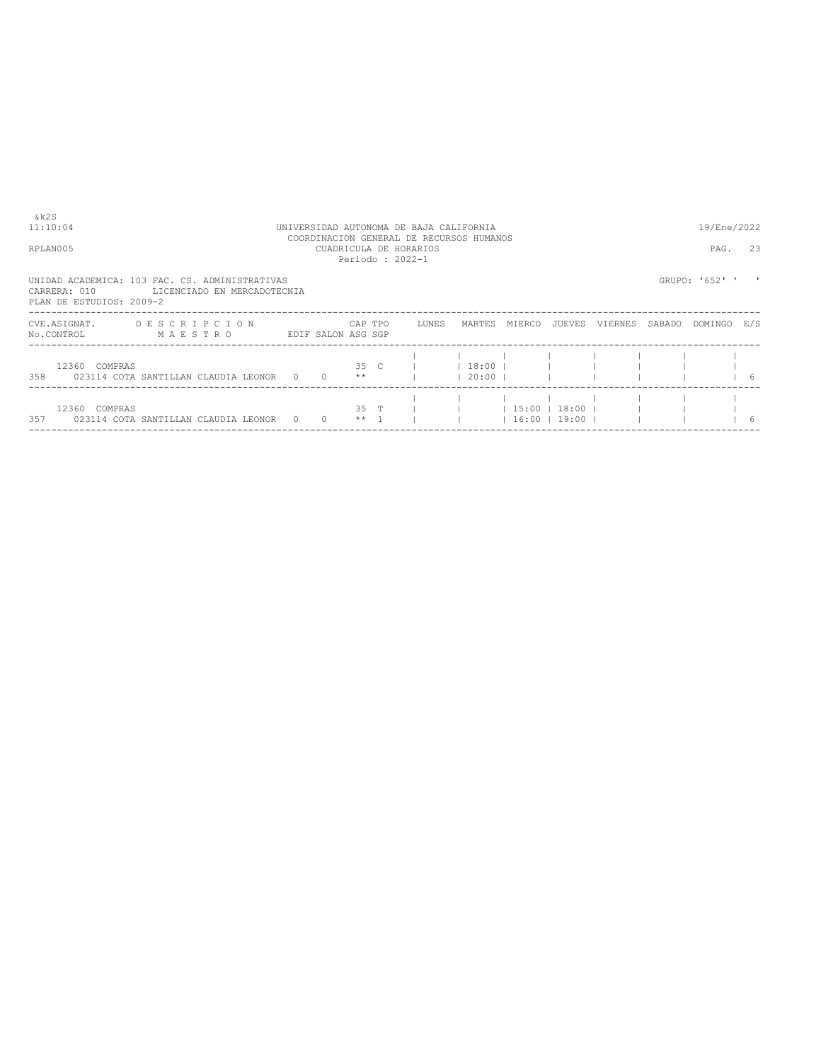&k2S
11:10:04 UNIVERSIDAD AUTONOMA DE BAJA CALIFORNIA 19/Ene/2022
COORDINACION GENERAL DE RECURSOS HUMANOS
RPLAN005 CUADRICULA DE HORARIOS PAG. 23
Periodo : 2022-1

UNIDAD ACADEMICA: 103 FAC. CS. ADMINISTRATIVAS GRUPO: '652' ' '
CARRERA: 010 LICENCIADO EN MERCADOTECNIA
PLAN DE ESTUDIOS: 2009-2

| CVE.ASIGNAT. No.CONTROL | D E S C R I P C I O N / M A E S T R O | EDIF | SALON | CAP ASG | TPO SGP | LUNES | MARTES | MIERCO | JUEVES | VIERNES | SABADO | DOMINGO | E/S |
|---|---|---|---|---|---|---|---|---|---|---|---|---|---|
| 12360 | COMPRAS | | | 35 | C | | 18:00 | | | | | | |
| 358 | 023114 COTA SANTILLAN CLAUDIA LEONOR | 0 | 0 | ** | | | 20:00 | | | | | | 6 |
| 12360 | COMPRAS | | | 35 | T | | | 15:00 | 18:00 | | | | |
| 357 | 023114 COTA SANTILLAN CLAUDIA LEONOR | 0 | 0 | ** | 1 | | | 16:00 | 19:00 | | | | 6 |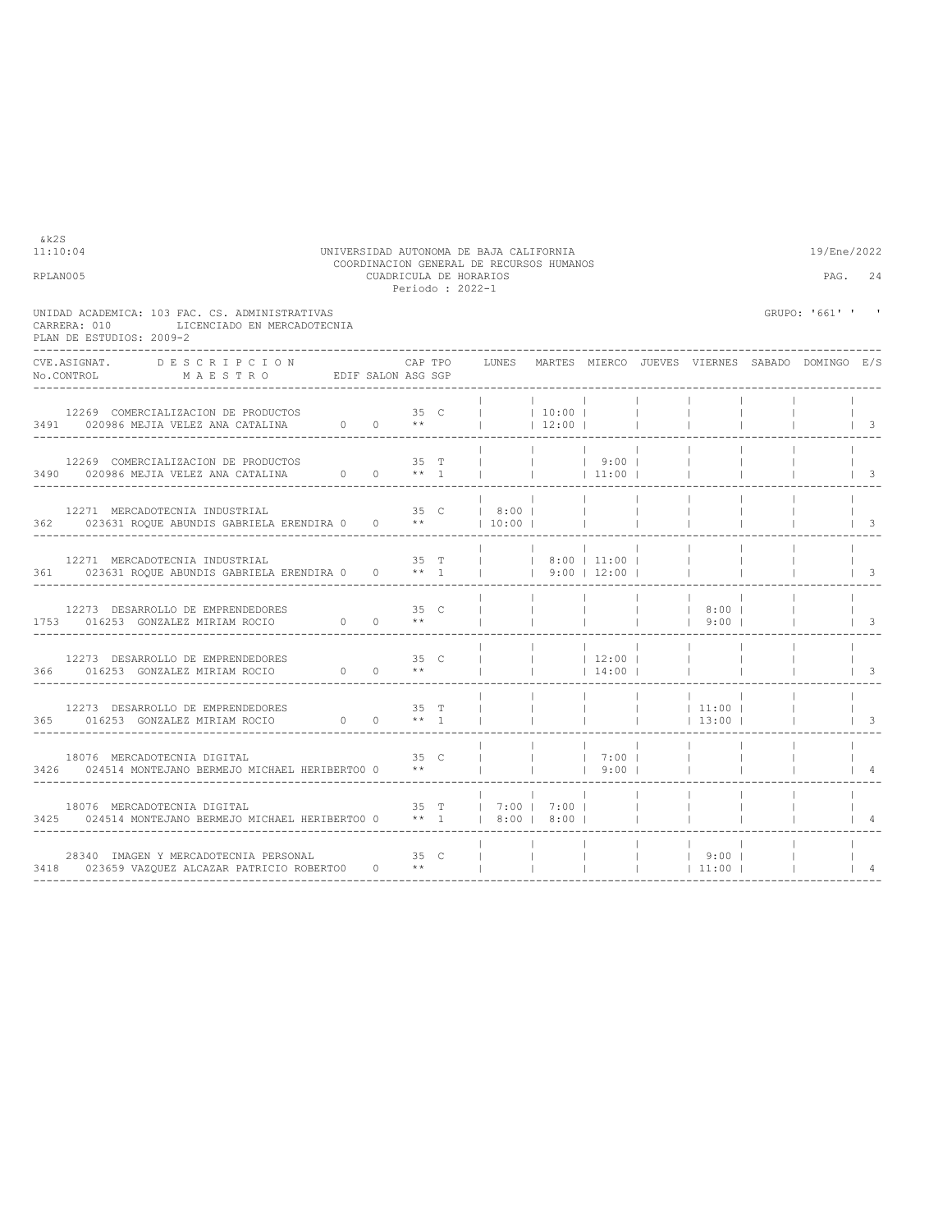&k2S
11:10:04

UNIVERSIDAD AUTONOMA DE BAJA CALIFORNIA
COORDINACION GENERAL DE RECURSOS HUMANOS
CUADRICULA DE HORARIOS
Periodo : 2022-1

19/Ene/2022

RPLAN005

UNIDAD ACADEMICA: 103 FAC. CS. ADMINISTRATIVAS
CARRERA: 010 LICENCIADO EN MERCADOTECNIA
PLAN DE ESTUDIOS: 2009-2

GRUPO: '661' ' '

| CVE.ASIGNAT. / No.CONTROL | DESCRIPCION / MAESTRO | EDIF | SALON | CAP ASG | TPO SGP | LUNES | MARTES | MIERCO | JUEVES | VIERNES | SABADO | DOMINGO | E/S |
|---|---|---|---|---|---|---|---|---|---|---|---|---|---|
| 12269 / 3491 | COMERCIALIZACION DE PRODUCTOS / 020986 MEJIA VELEZ ANA CATALINA | 0 | 0 | 35 ** | C | | 10:00 12:00 | | | | | | 3 |
| 12269 / 3490 | COMERCIALIZACION DE PRODUCTOS / 020986 MEJIA VELEZ ANA CATALINA | 0 | 0 | 35 ** | T 1 | | | 9:00 11:00 | | | | | 3 |
| 12271 / 362 | MERCADOTECNIA INDUSTRIAL / 023631 ROQUE ABUNDIS GABRIELA ERENDIRA | 0 | 0 | 35 ** | C | 8:00 10:00 | | | | | | | 3 |
| 12271 / 361 | MERCADOTECNIA INDUSTRIAL / 023631 ROQUE ABUNDIS GABRIELA ERENDIRA | 0 | 0 | 35 ** | T 1 | | 8:00 9:00 | 11:00 12:00 | | | | | 3 |
| 12273 / 1753 | DESARROLLO DE EMPRENDEDORES / 016253 GONZALEZ MIRIAM ROCIO | 0 | 0 | 35 ** | C | | | | | 8:00 9:00 | | | 3 |
| 12273 / 366 | DESARROLLO DE EMPRENDEDORES / 016253 GONZALEZ MIRIAM ROCIO | 0 | 0 | 35 ** | C | | | 12:00 14:00 | | | | | 3 |
| 12273 / 365 | DESARROLLO DE EMPRENDEDORES / 016253 GONZALEZ MIRIAM ROCIO | 0 | 0 | 35 ** | T 1 | | | | | 11:00 13:00 | | | 3 |
| 18076 / 3426 | MERCADOTECNIA DIGITAL / 024514 MONTEJANO BERMEJO MICHAEL HERIBERTO | 0 | 0 | 35 ** | C | | | 7:00 9:00 | | | | | 4 |
| 18076 / 3425 | MERCADOTECNIA DIGITAL / 024514 MONTEJANO BERMEJO MICHAEL HERIBERTO | 0 | 0 | 35 ** | T 1 | 7:00 8:00 | 7:00 8:00 | | | | | | 4 |
| 28340 / 3418 | IMAGEN Y MERCADOTECNIA PERSONAL / 023659 VAZQUEZ ALCAZAR PATRICIO ROBERTO | 0 | 0 | 35 ** | C | | | | | 9:00 11:00 | | | 4 |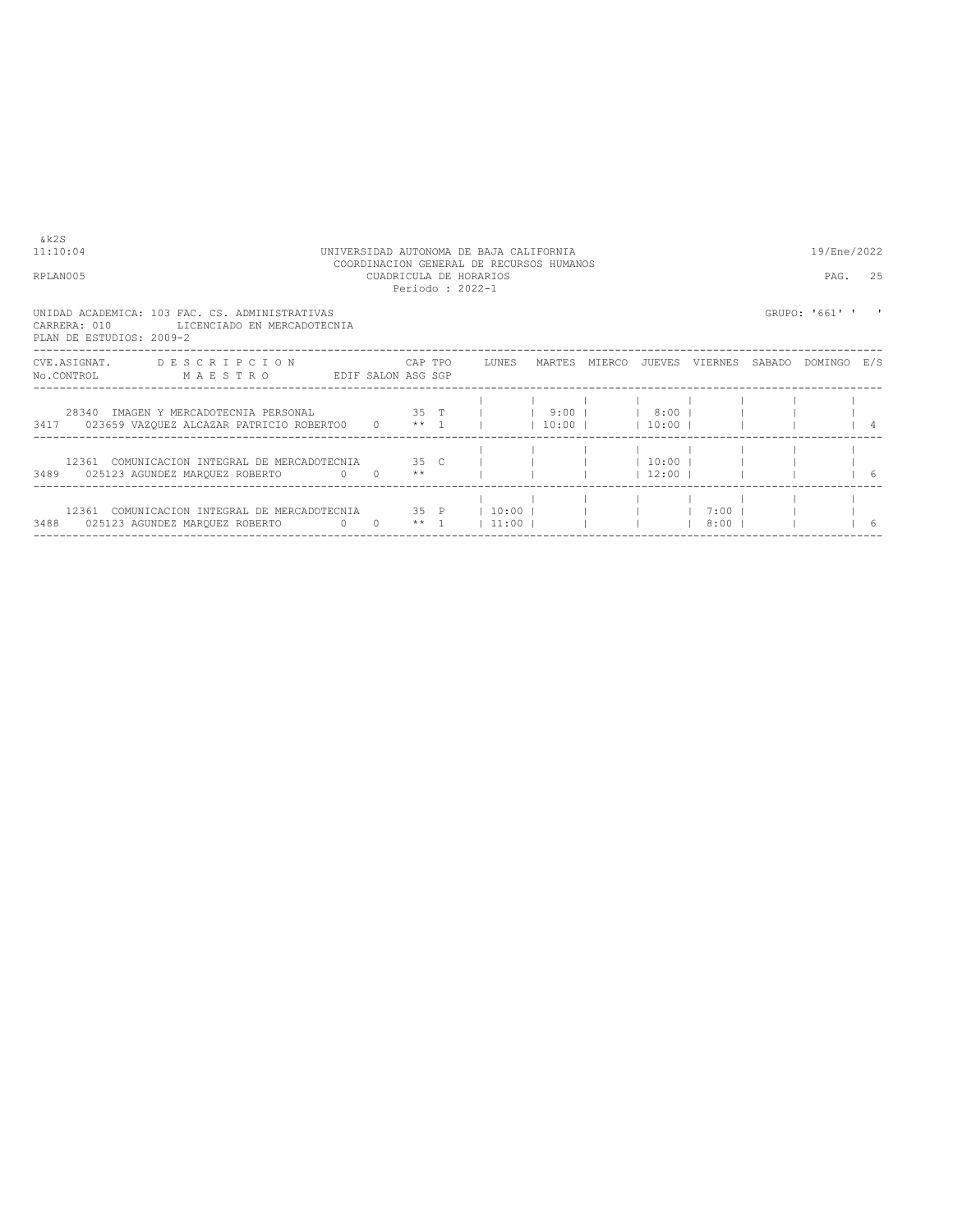&k2S
11:10:04 UNIVERSIDAD AUTONOMA DE BAJA CALIFORNIA 19/Ene/2022
COORDINACION GENERAL DE RECURSOS HUMANOS
RPLAN005 CUADRICULA DE HORARIOS PAG. 25
Periodo : 2022-1

UNIDAD ACADEMICA: 103 FAC. CS. ADMINISTRATIVAS GRUPO: '661' ' '
CARRERA: 010 LICENCIADO EN MERCADOTECNIA
PLAN DE ESTUDIOS: 2009-2

| CVE.ASIGNAT. / No.CONTROL | DESCRIPCION / MAESTRO | EDIF | SALON | CAP / ASG | TPO / SGP | LUNES | MARTES | MIERCO | JUEVES | VIERNES | SABADO | DOMINGO | E/S |
|---|---|---|---|---|---|---|---|---|---|---|---|---|---|
| 28340 / 3417 | IMAGEN Y MERCADOTECNIA PERSONAL / 023659 VAZQUEZ ALCAZAR PATRICIO ROBERTO | 0 | 0 | 35 / ** | T / 1 | | 9:00 / 10:00 | | 8:00 / 10:00 | | | | 4 |
| 12361 / 3489 | COMUNICACION INTEGRAL DE MERCADOTECNIA / 025123 AGUNDEZ MARQUEZ ROBERTO | 0 | 0 | 35 / ** | C | | | | 10:00 / 12:00 | | | | 6 |
| 12361 / 3488 | COMUNICACION INTEGRAL DE MERCADOTECNIA / 025123 AGUNDEZ MARQUEZ ROBERTO | 0 | 0 | 35 / ** | P / 1 | 10:00 / 11:00 | | | | 7:00 / 8:00 | | | 6 |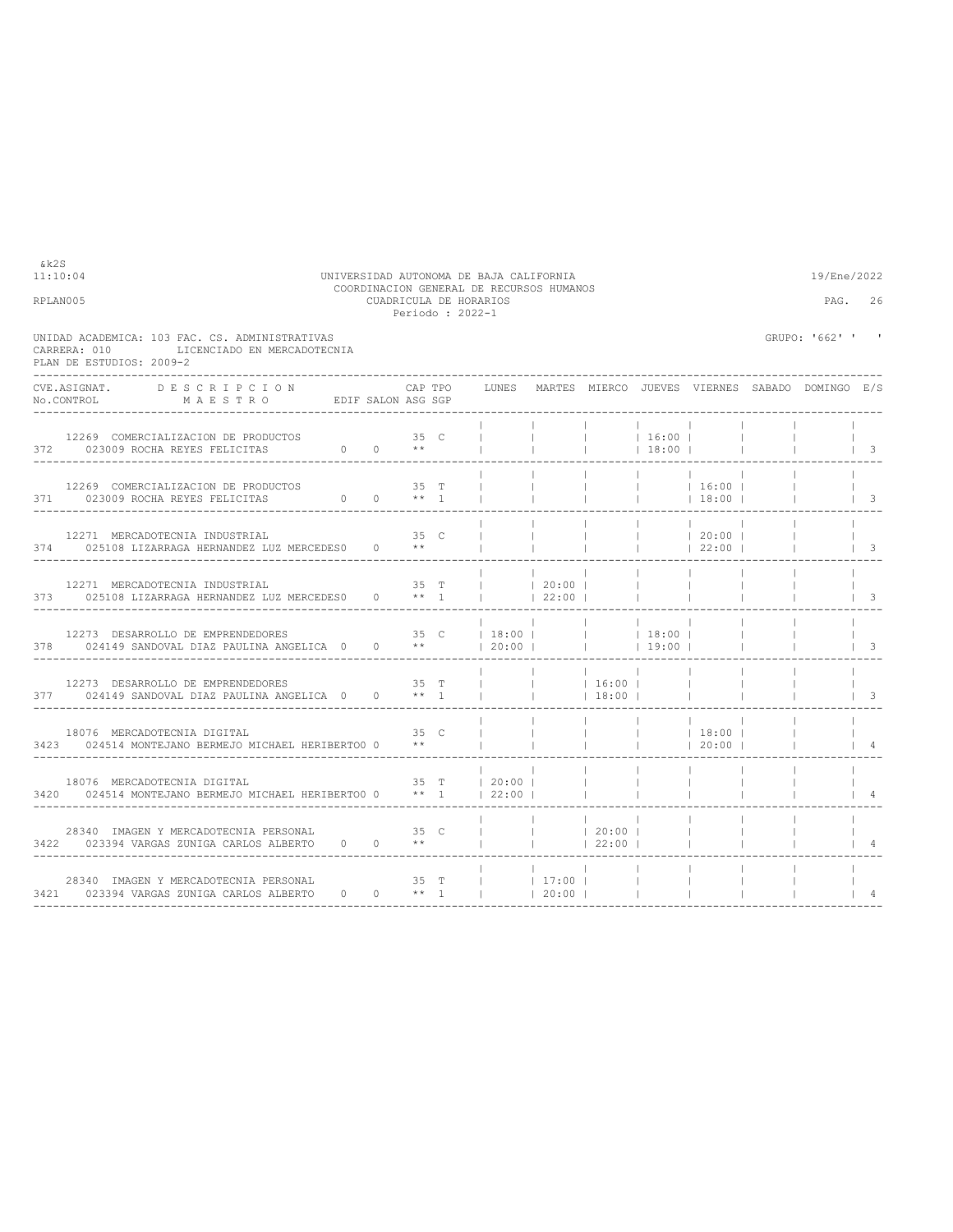&k2S
11:10:04 UNIVERSIDAD AUTONOMA DE BAJA CALIFORNIA 19/Ene/2022
COORDINACION GENERAL DE RECURSOS HUMANOS
RPLAN005 CUADRICULA DE HORARIOS PAG. 26
Periodo : 2022-1

UNIDAD ACADEMICA: 103 FAC. CS. ADMINISTRATIVAS GRUPO: '662' ' '
CARRERA: 010 LICENCIADO EN MERCADOTECNIA
PLAN DE ESTUDIOS: 2009-2

| CVE.ASIGNAT. No.CONTROL | DESCRIPCION MAESTRO | EDIF | SALON | CAP ASG | TPO SGP | LUNES | MARTES | MIERCO | JUEVES | VIERNES | SABADO | DOMINGO | E/S |
|---|---|---|---|---|---|---|---|---|---|---|---|---|---|
| 12269 372 | COMERCIALIZACION DE PRODUCTOS 023009 ROCHA REYES FELICITAS | 0 | 0 | 35 ** | C | | | | 16:00 18:00 | | | | 3 |
| 12269 371 | COMERCIALIZACION DE PRODUCTOS 023009 ROCHA REYES FELICITAS | 0 | 0 | 35 ** | T 1 | | | | | 16:00 18:00 | | | 3 |
| 12271 374 | MERCADOTECNIA INDUSTRIAL 025108 LIZARRAGA HERNANDEZ LUZ MERCEDES | 0 | 0 | 35 ** | C | | | | | 20:00 22:00 | | | 3 |
| 12271 373 | MERCADOTECNIA INDUSTRIAL 025108 LIZARRAGA HERNANDEZ LUZ MERCEDES | 0 | 0 | 35 ** | T 1 | | 20:00 22:00 | | | | | | 3 |
| 12273 378 | DESARROLLO DE EMPRENDEDORES 024149 SANDOVAL DIAZ PAULINA ANGELICA | 0 | 0 | 35 ** | C | 18:00 20:00 | | | 18:00 19:00 | | | | 3 |
| 12273 377 | DESARROLLO DE EMPRENDEDORES 024149 SANDOVAL DIAZ PAULINA ANGELICA | 0 | 0 | 35 ** | T 1 | | | 16:00 18:00 | | | | | 3 |
| 18076 3423 | MERCADOTECNIA DIGITAL 024514 MONTEJANO BERMEJO MICHAEL HERIBERTO | 0 | 0 | 35 ** | C | | | | | 18:00 20:00 | | | 4 |
| 18076 3420 | MERCADOTECNIA DIGITAL 024514 MONTEJANO BERMEJO MICHAEL HERIBERTO | 0 | 0 | 35 ** | T 1 | 20:00 22:00 | | | | | | | 4 |
| 28340 3422 | IMAGEN Y MERCADOTECNIA PERSONAL 023394 VARGAS ZUNIGA CARLOS ALBERTO | 0 | 0 | 35 ** | C | | | 20:00 22:00 | | | | | 4 |
| 28340 3421 | IMAGEN Y MERCADOTECNIA PERSONAL 023394 VARGAS ZUNIGA CARLOS ALBERTO | 0 | 0 | 35 ** | T 1 | | 17:00 20:00 | | | | | | 4 |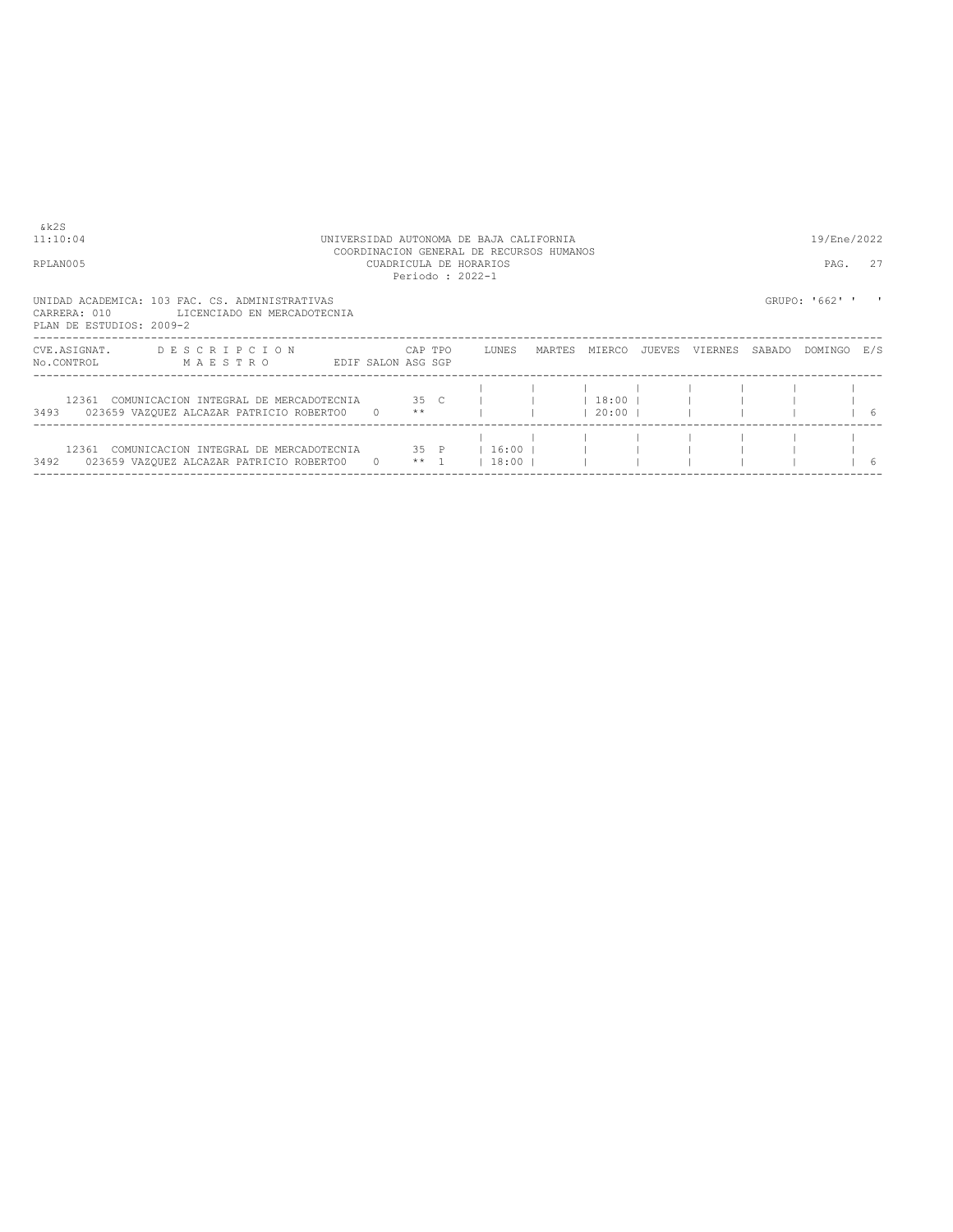&k2S
11:10:04 UNIVERSIDAD AUTONOMA DE BAJA CALIFORNIA 19/Ene/2022
COORDINACION GENERAL DE RECURSOS HUMANOS
RPLAN005 CUADRICULA DE HORARIOS PAG. 27
Periodo : 2022-1

UNIDAD ACADEMICA: 103 FAC. CS. ADMINISTRATIVAS GRUPO: '662' ' '
CARRERA: 010 LICENCIADO EN MERCADOTECNIA
PLAN DE ESTUDIOS: 2009-2

| CVE.ASIGNAT. No.CONTROL | DESCRIPCION MAESTRO | EDIF | SALON | CAP ASG | TPO SGP | LUNES | MARTES | MIERCO | JUEVES | VIERNES | SABADO | DOMINGO | E/S |
|---|---|---|---|---|---|---|---|---|---|---|---|---|---|
| 12361 3493 | COMUNICACION INTEGRAL DE MERCADOTECNIA 023659 VAZQUEZ ALCAZAR PATRICIO ROBERTO0 | 0 | | 35 ** | C | | | 18:00 20:00 | | | | | 6 |
| 12361 3492 | COMUNICACION INTEGRAL DE MERCADOTECNIA 023659 VAZQUEZ ALCAZAR PATRICIO ROBERTO0 | 0 | | 35 ** | P 1 | 16:00 18:00 | | | | | | | 6 |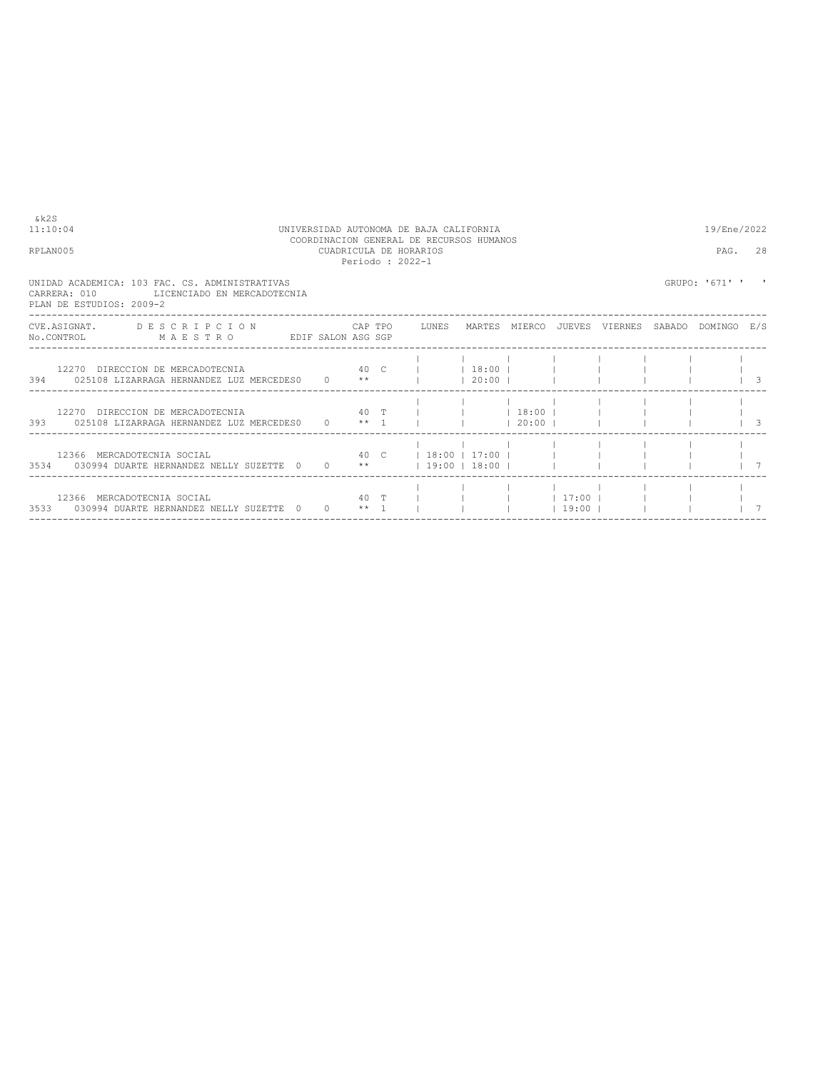UNIVERSIDAD AUTONOMA DE BAJA CALIFORNIA
COORDINACION GENERAL DE RECURSOS HUMANOS
CUADRICULA DE HORARIOS
Periodo : 2022-1

&k2S
11:10:04
RPLAN005

19/Ene/2022
PAG. 28

UNIDAD ACADEMICA: 103 FAC. CS. ADMINISTRATIVAS
CARRERA: 010 LICENCIADO EN MERCADOTECNIA
PLAN DE ESTUDIOS: 2009-2

GRUPO: '671' ' '

| CVE.ASIGNAT. / No.CONTROL | DESCRIPCION / MAESTRO | EDIF | SALON | CAP / ASG | TPO / SGP | LUNES | MARTES | MIERCO | JUEVES | VIERNES | SABADO | DOMINGO | E/S |
|---|---|---|---|---|---|---|---|---|---|---|---|---|---|
| 12270 / 394 | DIRECCION DE MERCADOTECNIA / 025108 LIZARRAGA HERNANDEZ LUZ MERCEDES | 0 | 0 | 40 / ** | C | | 18:00 / 20:00 | | | | | | 3 |
| 12270 / 393 | DIRECCION DE MERCADOTECNIA / 025108 LIZARRAGA HERNANDEZ LUZ MERCEDES | 0 | 0 | 40 / ** | T / 1 | | | 18:00 / 20:00 | | | | | 3 |
| 12366 / 3534 | MERCADOTECNIA SOCIAL / 030994 DUARTE HERNANDEZ NELLY SUZETTE | 0 | 0 | 40 / ** | C | 18:00 / 19:00 | 17:00 / 18:00 | | | | | | 7 |
| 12366 / 3533 | MERCADOTECNIA SOCIAL / 030994 DUARTE HERNANDEZ NELLY SUZETTE | 0 | 0 | 40 / ** | T / 1 | | | | 17:00 / 19:00 | | | | 7 |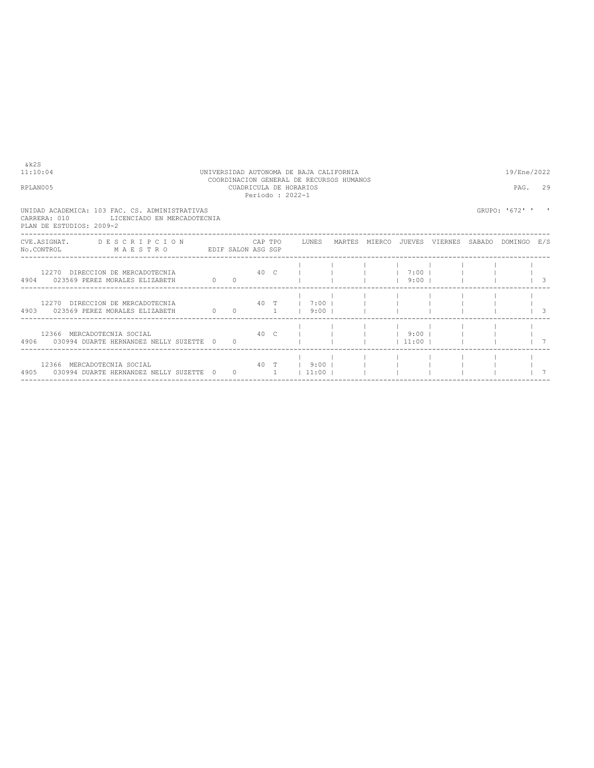&k2S
11:10:04 UNIVERSIDAD AUTONOMA DE BAJA CALIFORNIA 19/Ene/2022
COORDINACION GENERAL DE RECURSOS HUMANOS
RPLAN005 CUADRICULA DE HORARIOS PAG. 29
Periodo : 2022-1

UNIDAD ACADEMICA: 103 FAC. CS. ADMINISTRATIVAS GRUPO: '672' ' '
CARRERA: 010 LICENCIADO EN MERCADOTECNIA
PLAN DE ESTUDIOS: 2009-2

| CVE.ASIGNAT. No.CONTROL | DESCRIPCION MAESTRO | EDIF | SALON | CAP ASG | TPO SGP | LUNES | MARTES | MIERCO | JUEVES | VIERNES | SABADO | DOMINGO | E/S |
|---|---|---|---|---|---|---|---|---|---|---|---|---|---|
| 12270 4904 | DIRECCION DE MERCADOTECNIA 023569 PEREZ MORALES ELIZABETH | 0 | 0 | 40 | C | | | | 7:00 9:00 | | | | 3 |
| 12270 4903 | DIRECCION DE MERCADOTECNIA 023569 PEREZ MORALES ELIZABETH | 0 | 0 | 40 | T 1 | 7:00 9:00 | | | | | | | 3 |
| 12366 4906 | MERCADOTECNIA SOCIAL 030994 DUARTE HERNANDEZ NELLY SUZETTE | 0 | 0 | 40 | C | | | | 9:00 11:00 | | | | 7 |
| 12366 4905 | MERCADOTECNIA SOCIAL 030994 DUARTE HERNANDEZ NELLY SUZETTE | 0 | 0 | 40 | T 1 | 9:00 11:00 | | | | | | | 7 |